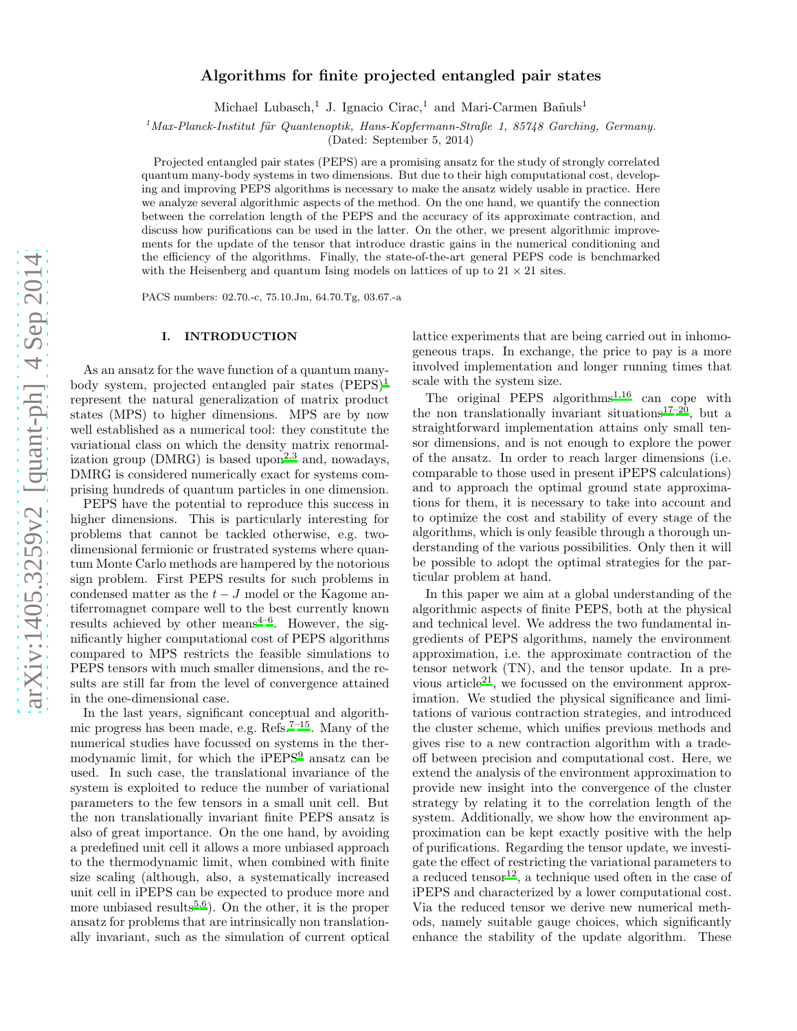# Algorithms for finite projected entangled pair states

Michael Lubasch,[1] J. Ignacio Cirac,[1] and Mari-Carmen Bañuls[1]

[1] *Max-Planck-Institut für Quantenoptik, Hans-Kopfermann-Straße 1, 85748 Garching, Germany.*

(Dated: September 5, 2014)

Projected entangled pair states (PEPS) are a promising ansatz for the study of strongly correlated quantum many-body systems in two dimensions. But due to their high computational cost, developing and improving PEPS algorithms is necessary to make the ansatz widely usable in practice. Here we analyze several algorithmic aspects of the method. On the one hand, we quantify the connection between the correlation length of the PEPS and the accuracy of its approximate contraction, and discuss how purifications can be used in the latter. On the other, we present algorithmic improvements for the update of the tensor that introduce drastic gains in the numerical conditioning and the efficiency of the algorithms. Finally, the state-of-the-art general PEPS code is benchmarked with the Heisenberg and quantum Ising models on lattices of up to $21 \times 21$ sites.

PACS numbers: 02.70.-c, 75.10.Jm, 64.70.Tg, 03.67.-a

## I. INTRODUCTION

As an ansatz for the wave function of a quantum many-body system, projected entangled pair states (PEPS)[1] represent the natural generalization of matrix product states (MPS) to higher dimensions. MPS are by now well established as a numerical tool: they constitute the variational class on which the density matrix renormalization group (DMRG) is based upon[2,3] and, nowadays, DMRG is considered numerically exact for systems comprising hundreds of quantum particles in one dimension.

PEPS have the potential to reproduce this success in higher dimensions. This is particularly interesting for problems that cannot be tackled otherwise, e.g. two-dimensional fermionic or frustrated systems where quantum Monte Carlo methods are hampered by the notorious sign problem. First PEPS results for such problems in condensed matter as the $t-J$ model or the Kagome antiferromagnet compare well to the best currently known results achieved by other means[4–6]. However, the significantly higher computational cost of PEPS algorithms compared to MPS restricts the feasible simulations to PEPS tensors with much smaller dimensions, and the results are still far from the level of convergence attained in the one-dimensional case.

In the last years, significant conceptual and algorithmic progress has been made, e.g. Refs.[7–15]. Many of the numerical studies have focussed on systems in the thermodynamic limit, for which the iPEPS[9] ansatz can be used. In such case, the translational invariance of the system is exploited to reduce the number of variational parameters to the few tensors in a small unit cell. But the non translationally invariant finite PEPS ansatz is also of great importance. On the one hand, by avoiding a predefined unit cell it allows a more unbiased approach to the thermodynamic limit, when combined with finite size scaling (although, also, a systematically increased unit cell in iPEPS can be expected to produce more and more unbiased results[5,6]). On the other, it is the proper ansatz for problems that are intrinsically non translationally invariant, such as the simulation of current optical lattice experiments that are being carried out in inhomogeneous traps. In exchange, the price to pay is a more involved implementation and longer running times that scale with the system size.

The original PEPS algorithms[1,16] can cope with the non translationally invariant situations[17–20], but a straightforward implementation attains only small tensor dimensions, and is not enough to explore the power of the ansatz. In order to reach larger dimensions (i.e. comparable to those used in present iPEPS calculations) and to approach the optimal ground state approximations for them, it is necessary to take into account and to optimize the cost and stability of every stage of the algorithms, which is only feasible through a thorough understanding of the various possibilities. Only then it will be possible to adopt the optimal strategies for the particular problem at hand.

In this paper we aim at a global understanding of the algorithmic aspects of finite PEPS, both at the physical and technical level. We address the two fundamental ingredients of PEPS algorithms, namely the environment approximation, i.e. the approximate contraction of the tensor network (TN), and the tensor update. In a previous article[21], we focussed on the environment approximation. We studied the physical significance and limitations of various contraction strategies, and introduced the cluster scheme, which unifies previous methods and gives rise to a new contraction algorithm with a tradeoff between precision and computational cost. Here, we extend the analysis of the environment approximation to provide new insight into the convergence of the cluster strategy by relating it to the correlation length of the system. Additionally, we show how the environment approximation can be kept exactly positive with the help of purifications. Regarding the tensor update, we investigate the effect of restricting the variational parameters to a reduced tensor[12], a technique used often in the case of iPEPS and characterized by a lower computational cost. Via the reduced tensor we derive new numerical methods, namely suitable gauge choices, which significantly enhance the stability of the update algorithm. These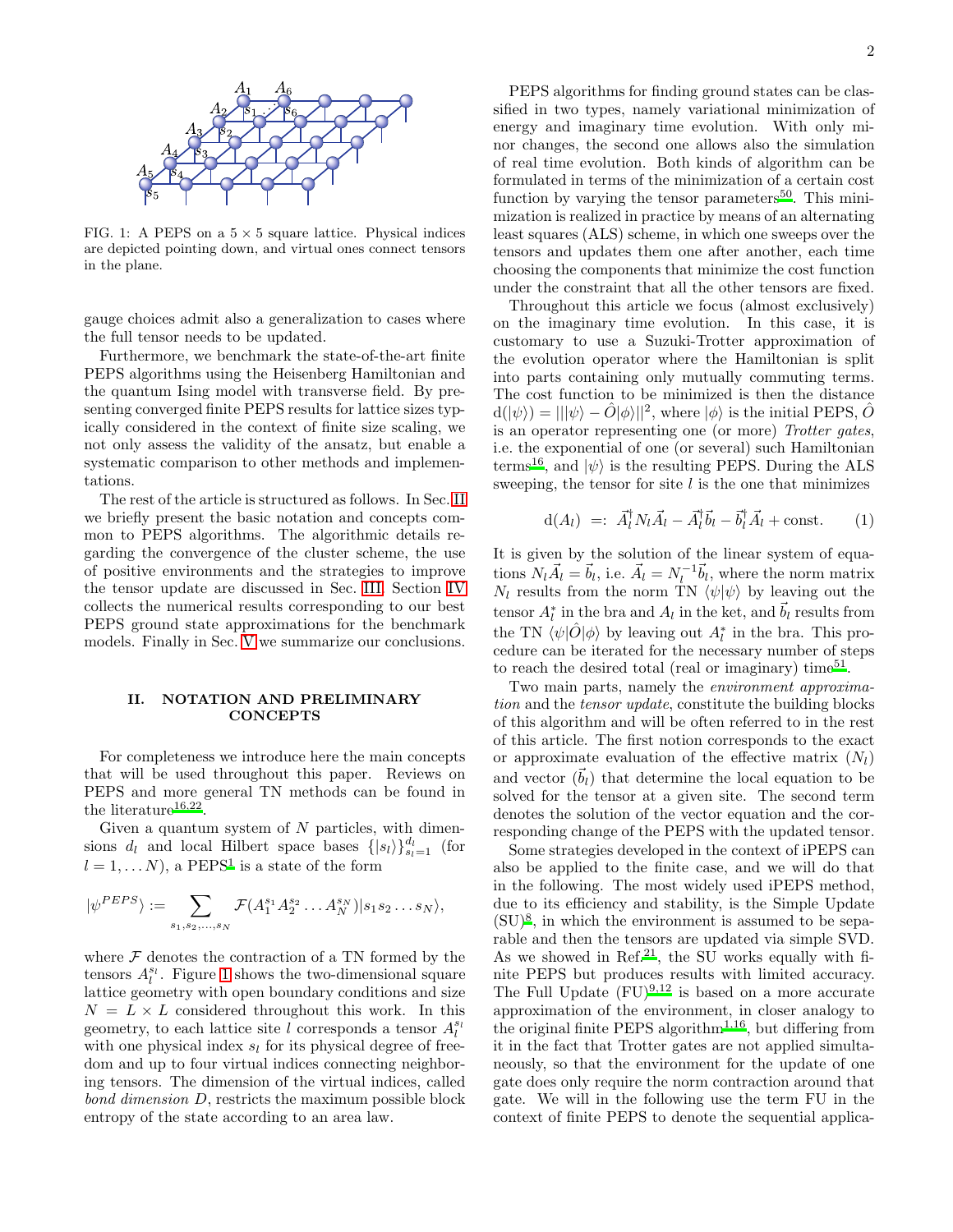FIG. 1: A PEPS on a 5 × 5 square lattice. Physical indices are depicted pointing down, and virtual ones connect tensors in the plane.

gauge choices admit also a generalization to cases where the full tensor needs to be updated.

Furthermore, we benchmark the state-of-the-art finite PEPS algorithms using the Heisenberg Hamiltonian and the quantum Ising model with transverse field. By presenting converged finite PEPS results for lattice sizes typically considered in the context of finite size scaling, we not only assess the validity of the ansatz, but enable a systematic comparison to other methods and implementations.

The rest of the article is structured as follows. In Sec. II we briefly present the basic notation and concepts common to PEPS algorithms. The algorithmic details regarding the convergence of the cluster scheme, the use of positive environments and the strategies to improve the tensor update are discussed in Sec. III. Section IV collects the numerical results corresponding to our best PEPS ground state approximations for the benchmark models. Finally in Sec. V we summarize our conclusions.

## II. NOTATION AND PRELIMINARY CONCEPTS

For completeness we introduce here the main concepts that will be used throughout this paper. Reviews on PEPS and more general TN methods can be found in the literature[16,22].

Given a quantum system of $N$ particles, with dimensions $d_l$ and local Hilbert space bases $\{|s_l\rangle\}_{s_l=1}^{d_l}$ (for $l = 1, \ldots N$), a PEPS[1] is a state of the form

$$|\psi^{PEPS}\rangle := \sum_{s_1, s_2, \ldots, s_N} \mathcal{F}(A_1^{s_1} A_2^{s_2} \ldots A_N^{s_N})|s_1 s_2 \ldots s_N\rangle,$$

where $\mathcal{F}$ denotes the contraction of a TN formed by the tensors $A_l^{s_l}$. Figure 1 shows the two-dimensional square lattice geometry with open boundary conditions and size $N = L \times L$ considered throughout this work. In this geometry, to each lattice site $l$ corresponds a tensor $A_l^{s_l}$ with one physical index $s_l$ for its physical degree of freedom and up to four virtual indices connecting neighboring tensors. The dimension of the virtual indices, called *bond dimension* $D$, restricts the maximum possible block entropy of the state according to an area law.

PEPS algorithms for finding ground states can be classified in two types, namely variational minimization of energy and imaginary time evolution. With only minor changes, the second one allows also the simulation of real time evolution. Both kinds of algorithm can be formulated in terms of the minimization of a certain cost function by varying the tensor parameters[50]. This minimization is realized in practice by means of an alternating least squares (ALS) scheme, in which one sweeps over the tensors and updates them one after another, each time choosing the components that minimize the cost function under the constraint that all the other tensors are fixed.

Throughout this article we focus (almost exclusively) on the imaginary time evolution. In this case, it is customary to use a Suzuki-Trotter approximation of the evolution operator where the Hamiltonian is split into parts containing only mutually commuting terms. The cost function to be minimized is then the distance $\mathrm{d}(|\psi\rangle) = |||\psi\rangle - \hat{O}|\phi\rangle||^2$, where $|\phi\rangle$ is the initial PEPS, $\hat{O}$ is an operator representing one (or more) *Trotter gates*, i.e. the exponential of one (or several) such Hamiltonian terms[16], and $|\psi\rangle$ is the resulting PEPS. During the ALS sweeping, the tensor for site $l$ is the one that minimizes

$$\mathrm{d}(A_l) \;=:\; \vec{A}_l^\dagger N_l \vec{A}_l - \vec{A}_l^\dagger \vec{b}_l - \vec{b}_l^\dagger \vec{A}_l + \text{const.} \qquad (1)$$

It is given by the solution of the linear system of equations $N_l \vec{A}_l = \vec{b}_l$, i.e. $\vec{A}_l = N_l^{-1} \vec{b}_l$, where the norm matrix $N_l$ results from the norm TN $\langle\psi|\psi\rangle$ by leaving out the tensor $A_l^*$ in the bra and $A_l$ in the ket, and $\vec{b}_l$ results from the TN $\langle\psi|\hat{O}|\phi\rangle$ by leaving out $A_l^*$ in the bra. This procedure can be iterated for the necessary number of steps to reach the desired total (real or imaginary) time[51].

Two main parts, namely the *environment approximation* and the *tensor update*, constitute the building blocks of this algorithm and will be often referred to in the rest of this article. The first notion corresponds to the exact or approximate evaluation of the effective matrix ($N_l$) and vector ($\vec{b}_l$) that determine the local equation to be solved for the tensor at a given site. The second term denotes the solution of the vector equation and the corresponding change of the PEPS with the updated tensor.

Some strategies developed in the context of iPEPS can also be applied to the finite case, and we will do that in the following. The most widely used iPEPS method, due to its efficiency and stability, is the Simple Update (SU)[8], in which the environment is assumed to be separable and then the tensors are updated via simple SVD. As we showed in Ref.[21], the SU works equally with finite PEPS but produces results with limited accuracy. The Full Update (FU)[9,12] is based on a more accurate approximation of the environment, in closer analogy to the original finite PEPS algorithm[1,16], but differing from it in the fact that Trotter gates are not applied simultaneously, so that the environment for the update of one gate does only require the norm contraction around that gate. We will in the following use the term FU in the context of finite PEPS to denote the sequential applica-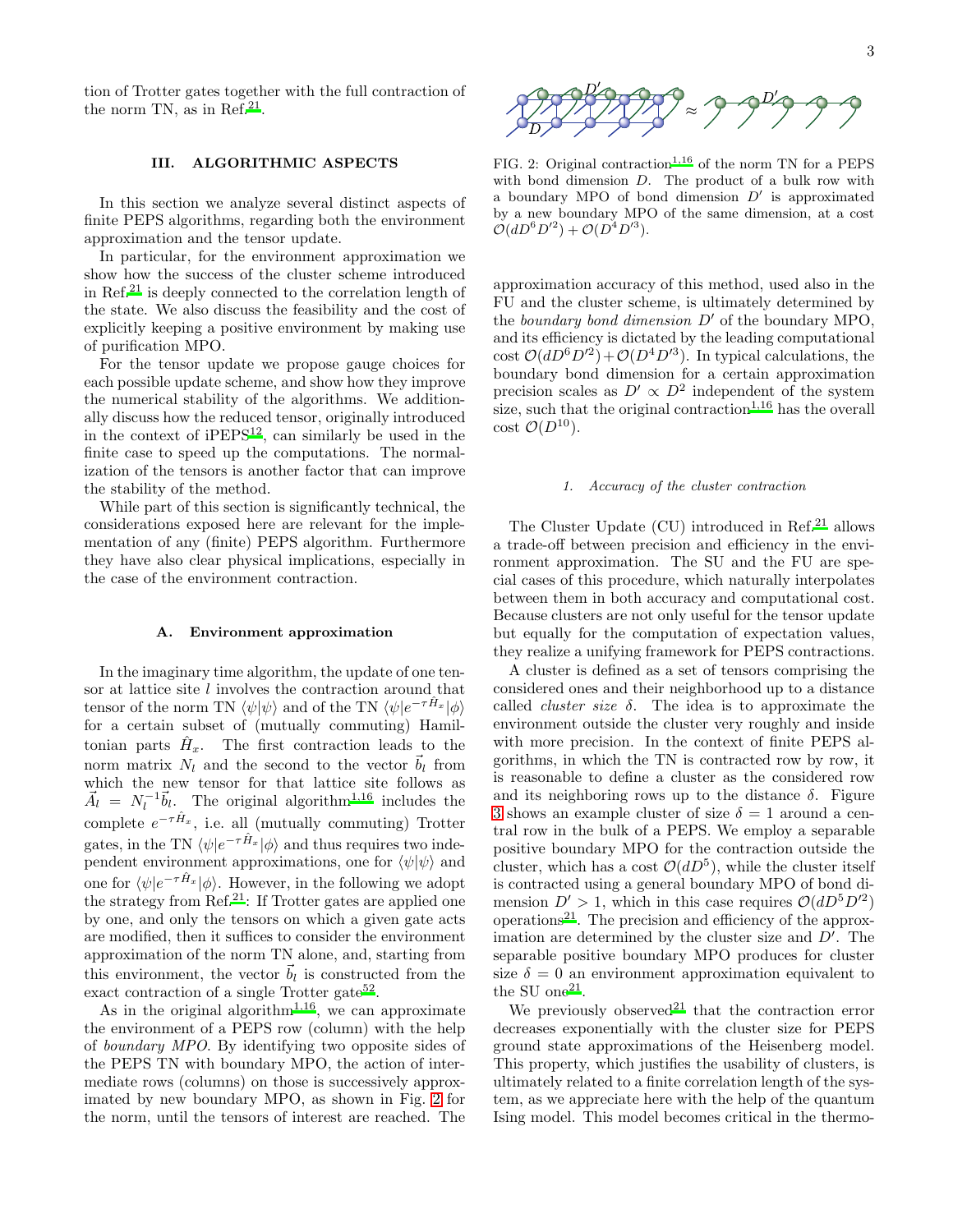tion of Trotter gates together with the full contraction of the norm TN, as in Ref.[21].

## III. ALGORITHMIC ASPECTS

In this section we analyze several distinct aspects of finite PEPS algorithms, regarding both the environment approximation and the tensor update.

In particular, for the environment approximation we show how the success of the cluster scheme introduced in Ref.[21] is deeply connected to the correlation length of the state. We also discuss the feasibility and the cost of explicitly keeping a positive environment by making use of purification MPO.

For the tensor update we propose gauge choices for each possible update scheme, and show how they improve the numerical stability of the algorithms. We additionally discuss how the reduced tensor, originally introduced in the context of iPEPS[12], can similarly be used in the finite case to speed up the computations. The normalization of the tensors is another factor that can improve the stability of the method.

While part of this section is significantly technical, the considerations exposed here are relevant for the implementation of any (finite) PEPS algorithm. Furthermore they have also clear physical implications, especially in the case of the environment contraction.

### A. Environment approximation

In the imaginary time algorithm, the update of one tensor at lattice site $l$ involves the contraction around that tensor of the norm TN $\langle\psi|\psi\rangle$ and of the TN $\langle\psi|e^{-\tau\hat{H}_x}|\phi\rangle$ for a certain subset of (mutually commuting) Hamiltonian parts $\hat{H}_x$. The first contraction leads to the norm matrix $N_l$ and the second to the vector $\vec{b}_l$ from which the new tensor for that lattice site follows as $\vec{A}_l = N_l^{-1}\vec{b}_l$. The original algorithm[1,16] includes the complete $e^{-\tau\hat{H}_x}$, i.e. all (mutually commuting) Trotter gates, in the TN $\langle\psi|e^{-\tau\hat{H}_x}|\phi\rangle$ and thus requires two independent environment approximations, one for $\langle\psi|\psi\rangle$ and one for $\langle\psi|e^{-\tau\hat{H}_x}|\phi\rangle$. However, in the following we adopt the strategy from Ref.[21]: If Trotter gates are applied one by one, and only the tensors on which a given gate acts are modified, then it suffices to consider the environment approximation of the norm TN alone, and, starting from this environment, the vector $\vec{b}_l$ is constructed from the exact contraction of a single Trotter gate[52].

As in the original algorithm[1,16], we can approximate the environment of a PEPS row (column) with the help of *boundary MPO*. By identifying two opposite sides of the PEPS TN with boundary MPO, the action of intermediate rows (columns) on those is successively approximated by new boundary MPO, as shown in Fig. 2 for the norm, until the tensors of interest are reached. The approximation accuracy of this method, used also in the FU and the cluster scheme, is ultimately determined by the *boundary bond dimension* $D'$ of the boundary MPO, and its efficiency is dictated by the leading computational cost $\mathcal{O}(dD^6D'^2) + \mathcal{O}(D^4D'^3)$. In typical calculations, the boundary bond dimension for a certain approximation precision scales as $D' \propto D^2$ independent of the system size, such that the original contraction[1,16] has the overall cost $\mathcal{O}(D^{10})$.

FIG. 2: Original contraction[1,16] of the norm TN for a PEPS with bond dimension $D$. The product of a bulk row with a boundary MPO of bond dimension $D'$ is approximated by a new boundary MPO of the same dimension, at a cost $\mathcal{O}(dD^6D'^2) + \mathcal{O}(D^4D'^3)$.

#### 1. Accuracy of the cluster contraction

The Cluster Update (CU) introduced in Ref.[21] allows a trade-off between precision and efficiency in the environment approximation. The SU and the FU are special cases of this procedure, which naturally interpolates between them in both accuracy and computational cost. Because clusters are not only useful for the tensor update but equally for the computation of expectation values, they realize a unifying framework for PEPS contractions.

A cluster is defined as a set of tensors comprising the considered ones and their neighborhood up to a distance called *cluster size* $\delta$. The idea is to approximate the environment outside the cluster very roughly and inside with more precision. In the context of finite PEPS algorithms, in which the TN is contracted row by row, it is reasonable to define a cluster as the considered row and its neighboring rows up to the distance $\delta$. Figure 3 shows an example cluster of size $\delta = 1$ around a central row in the bulk of a PEPS. We employ a separable positive boundary MPO for the contraction outside the cluster, which has a cost $\mathcal{O}(dD^5)$, while the cluster itself is contracted using a general boundary MPO of bond dimension $D' > 1$, which in this case requires $\mathcal{O}(dD^5D'^2)$ operations[21]. The precision and efficiency of the approximation are determined by the cluster size and $D'$. The separable positive boundary MPO produces for cluster size $\delta = 0$ an environment approximation equivalent to the SU one[21].

We previously observed[21] that the contraction error decreases exponentially with the cluster size for PEPS ground state approximations of the Heisenberg model. This property, which justifies the usability of clusters, is ultimately related to a finite correlation length of the system, as we appreciate here with the help of the quantum Ising model. This model becomes critical in the thermo-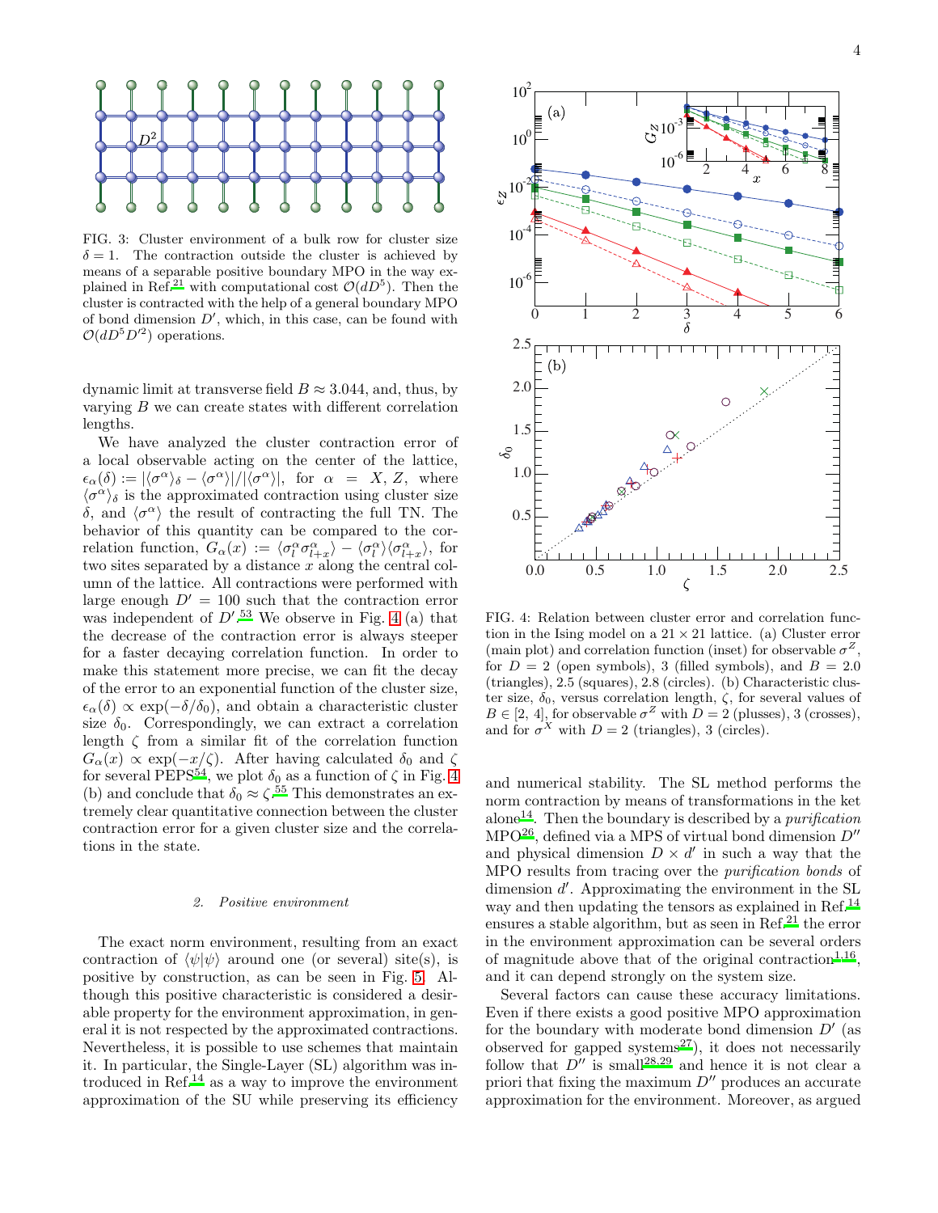FIG. 3: Cluster environment of a bulk row for cluster size $\delta = 1$. The contraction outside the cluster is achieved by means of a separable positive boundary MPO in the way explained in Ref.[21] with computational cost $\mathcal{O}(dD^5)$. Then the cluster is contracted with the help of a general boundary MPO of bond dimension $D'$, which, in this case, can be found with $\mathcal{O}(dD^5D'^2)$ operations.

dynamic limit at transverse field $B \approx 3.044$, and, thus, by varying $B$ we can create states with different correlation lengths.

We have analyzed the cluster contraction error of a local observable acting on the center of the lattice, $\epsilon_\alpha(\delta) := |\langle\sigma^\alpha\rangle_\delta - \langle\sigma^\alpha\rangle|/|\langle\sigma^\alpha\rangle|$, for $\alpha = X, Z$, where $\langle\sigma^\alpha\rangle_\delta$ is the approximated contraction using cluster size $\delta$, and $\langle\sigma^\alpha\rangle$ the result of contracting the full TN. The behavior of this quantity can be compared to the correlation function, $G_\alpha(x) := \langle\sigma^\alpha_l\sigma^\alpha_{l+x}\rangle - \langle\sigma^\alpha_l\rangle\langle\sigma^\alpha_{l+x}\rangle$, for two sites separated by a distance $x$ along the central column of the lattice. All contractions were performed with large enough $D' = 100$ such that the contraction error was independent of $D'$.[53] We observe in Fig. 4 (a) that the decrease of the contraction error is always steeper for a faster decaying correlation function. In order to make this statement more precise, we can fit the decay of the error to an exponential function of the cluster size, $\epsilon_\alpha(\delta) \propto \exp(-\delta/\delta_0)$, and obtain a characteristic cluster size $\delta_0$. Correspondingly, we can extract a correlation length $\zeta$ from a similar fit of the correlation function $G_\alpha(x) \propto \exp(-x/\zeta)$. After having calculated $\delta_0$ and $\zeta$ for several PEPS[54], we plot $\delta_0$ as a function of $\zeta$ in Fig. 4 (b) and conclude that $\delta_0 \approx \zeta$.[55] This demonstrates an extremely clear quantitative connection between the cluster contraction error for a given cluster size and the correlations in the state.

FIG. 4: Relation between cluster error and correlation function in the Ising model on a $21 \times 21$ lattice. (a) Cluster error (main plot) and correlation function (inset) for observable $\sigma^Z$, for $D = 2$ (open symbols), 3 (filled symbols), and $B = 2.0$ (triangles), 2.5 (squares), 2.8 (circles). (b) Characteristic cluster size, $\delta_0$, versus correlation length, $\zeta$, for several values of $B \in [2, 4]$, for observable $\sigma^Z$ with $D = 2$ (plusses), 3 (crosses), and for $\sigma^X$ with $D = 2$ (triangles), 3 (circles).

### 2. Positive environment

The exact norm environment, resulting from an exact contraction of $\langle\psi|\psi\rangle$ around one (or several) site(s), is positive by construction, as can be seen in Fig. 5. Although this positive characteristic is considered a desirable property for the environment approximation, in general it is not respected by the approximated contractions. Nevertheless, it is possible to use schemes that maintain it. In particular, the Single-Layer (SL) algorithm was introduced in Ref.[14] as a way to improve the environment approximation of the SU while preserving its efficiency and numerical stability. The SL method performs the norm contraction by means of transformations in the ket alone[14]. Then the boundary is described by a *purification* MPO[26], defined via a MPS of virtual bond dimension $D''$ and physical dimension $D \times d'$ in such a way that the MPO results from tracing over the *purification bonds* of dimension $d'$. Approximating the environment in the SL way and then updating the tensors as explained in Ref.[14] ensures a stable algorithm, but as seen in Ref.[21] the error in the environment approximation can be several orders of magnitude above that of the original contraction[1,16], and it can depend strongly on the system size.

Several factors can cause these accuracy limitations. Even if there exists a good positive MPO approximation for the boundary with moderate bond dimension $D'$ (as observed for gapped systems[27]), it does not necessarily follow that $D''$ is small[28,29] and hence it is not clear a priori that fixing the maximum $D''$ produces an accurate approximation for the environment. Moreover, as argued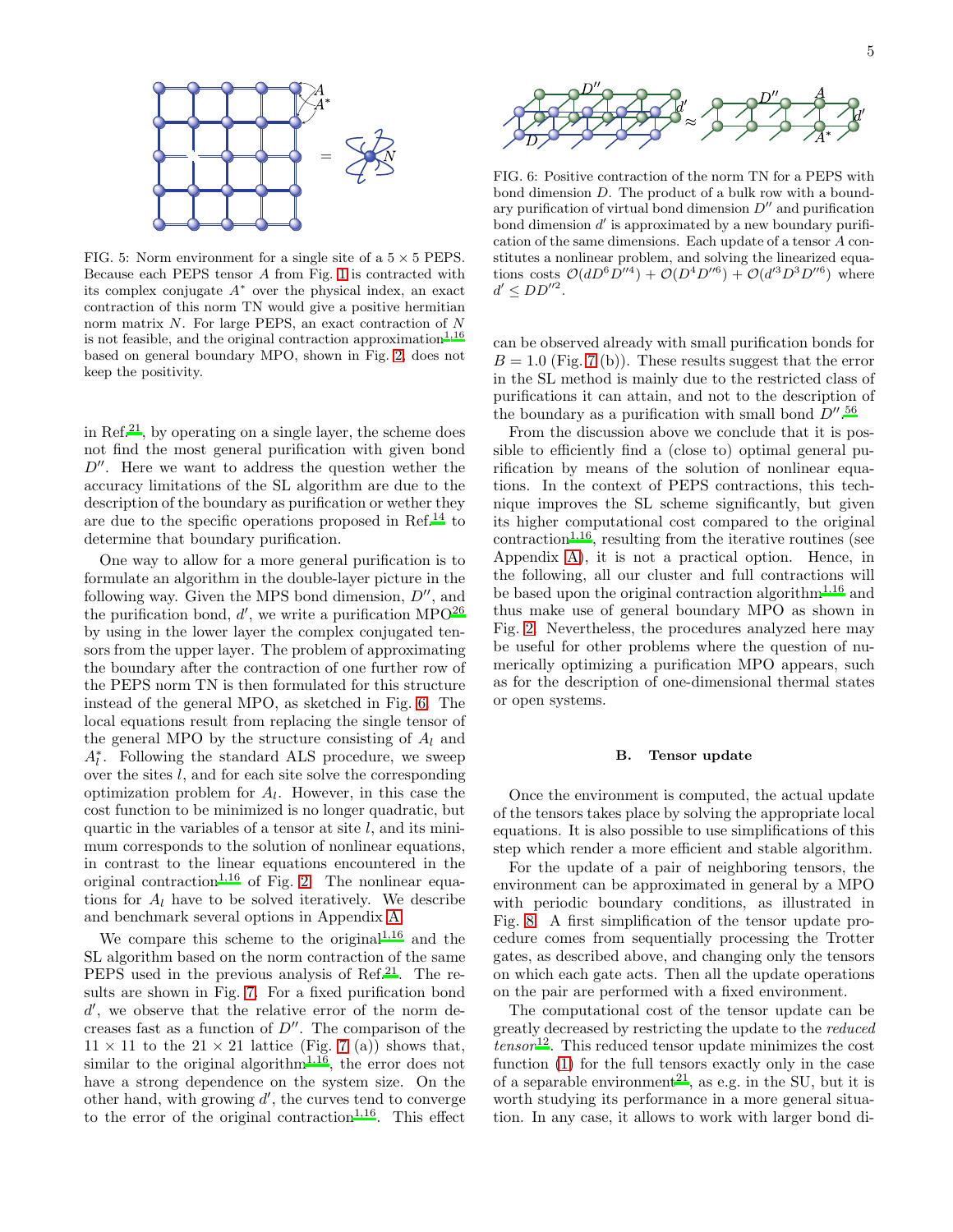FIG. 5: Norm environment for a single site of a $5 \times 5$ PEPS. Because each PEPS tensor $A$ from Fig. 1 is contracted with its complex conjugate $A^*$ over the physical index, an exact contraction of this norm TN would give a positive hermitian norm matrix $N$. For large PEPS, an exact contraction of $N$ is not feasible, and the original contraction approximation[1,16] based on general boundary MPO, shown in Fig. 2, does not keep the positivity.

in Ref.[21], by operating on a single layer, the scheme does not find the most general purification with given bond $D''$. Here we want to address the question wether the accuracy limitations of the SL algorithm are due to the description of the boundary as purification or wether they are due to the specific operations proposed in Ref.[14] to determine that boundary purification.

One way to allow for a more general purification is to formulate an algorithm in the double-layer picture in the following way. Given the MPS bond dimension, $D''$, and the purification bond, $d'$, we write a purification MPO[26] by using in the lower layer the complex conjugated tensors from the upper layer. The problem of approximating the boundary after the contraction of one further row of the PEPS norm TN is then formulated for this structure instead of the general MPO, as sketched in Fig. 6. The local equations result from replacing the single tensor of the general MPO by the structure consisting of $A_l$ and $A_l^*$. Following the standard ALS procedure, we sweep over the sites $l$, and for each site solve the corresponding optimization problem for $A_l$. However, in this case the cost function to be minimized is no longer quadratic, but quartic in the variables of a tensor at site $l$, and its minimum corresponds to the solution of nonlinear equations, in contrast to the linear equations encountered in the original contraction[1,16] of Fig. 2. The nonlinear equations for $A_l$ have to be solved iteratively. We describe and benchmark several options in Appendix A.

We compare this scheme to the original[1,16] and the SL algorithm based on the norm contraction of the same PEPS used in the previous analysis of Ref.[21]. The results are shown in Fig. 7. For a fixed purification bond $d'$, we observe that the relative error of the norm decreases fast as a function of $D''$. The comparison of the $11 \times 11$ to the $21 \times 21$ lattice (Fig. 7 (a)) shows that, similar to the original algorithm[1,16], the error does not have a strong dependence on the system size. On the other hand, with growing $d'$, the curves tend to converge to the error of the original contraction[1,16]. This effect

FIG. 6: Positive contraction of the norm TN for a PEPS with bond dimension $D$. The product of a bulk row with a boundary purification of virtual bond dimension $D''$ and purification bond dimension $d'$ is approximated by a new boundary purification of the same dimensions. Each update of a tensor $A$ constitutes a nonlinear problem, and solving the linearized equations costs $\mathcal{O}(dD^6D''^4) + \mathcal{O}(D^4D''^6) + \mathcal{O}(d'^3D^3D''^6)$ where $d' \leq DD''^2$.

can be observed already with small purification bonds for $B = 1.0$ (Fig. 7 (b)). These results suggest that the error in the SL method is mainly due to the restricted class of purifications it can attain, and not to the description of the boundary as a purification with small bond $D''$.[56]

From the discussion above we conclude that it is possible to efficiently find a (close to) optimal general purification by means of the solution of nonlinear equations. In the context of PEPS contractions, this technique improves the SL scheme significantly, but given its higher computational cost compared to the original contraction[1,16], resulting from the iterative routines (see Appendix A), it is not a practical option. Hence, in the following, all our cluster and full contractions will be based upon the original contraction algorithm[1,16] and thus make use of general boundary MPO as shown in Fig. 2. Nevertheless, the procedures analyzed here may be useful for other problems where the question of numerically optimizing a purification MPO appears, such as for the description of one-dimensional thermal states or open systems.

### B. Tensor update

Once the environment is computed, the actual update of the tensors takes place by solving the appropriate local equations. It is also possible to use simplifications of this step which render a more efficient and stable algorithm.

For the update of a pair of neighboring tensors, the environment can be approximated in general by a MPO with periodic boundary conditions, as illustrated in Fig. 8. A first simplification of the tensor update procedure comes from sequentially processing the Trotter gates, as described above, and changing only the tensors on which each gate acts. Then all the update operations on the pair are performed with a fixed environment.

The computational cost of the tensor update can be greatly decreased by restricting the update to the *reduced tensor*[12]. This reduced tensor update minimizes the cost function (1) for the full tensors exactly only in the case of a separable environment[21], as e.g. in the SU, but it is worth studying its performance in a more general situation. In any case, it allows to work with larger bond di-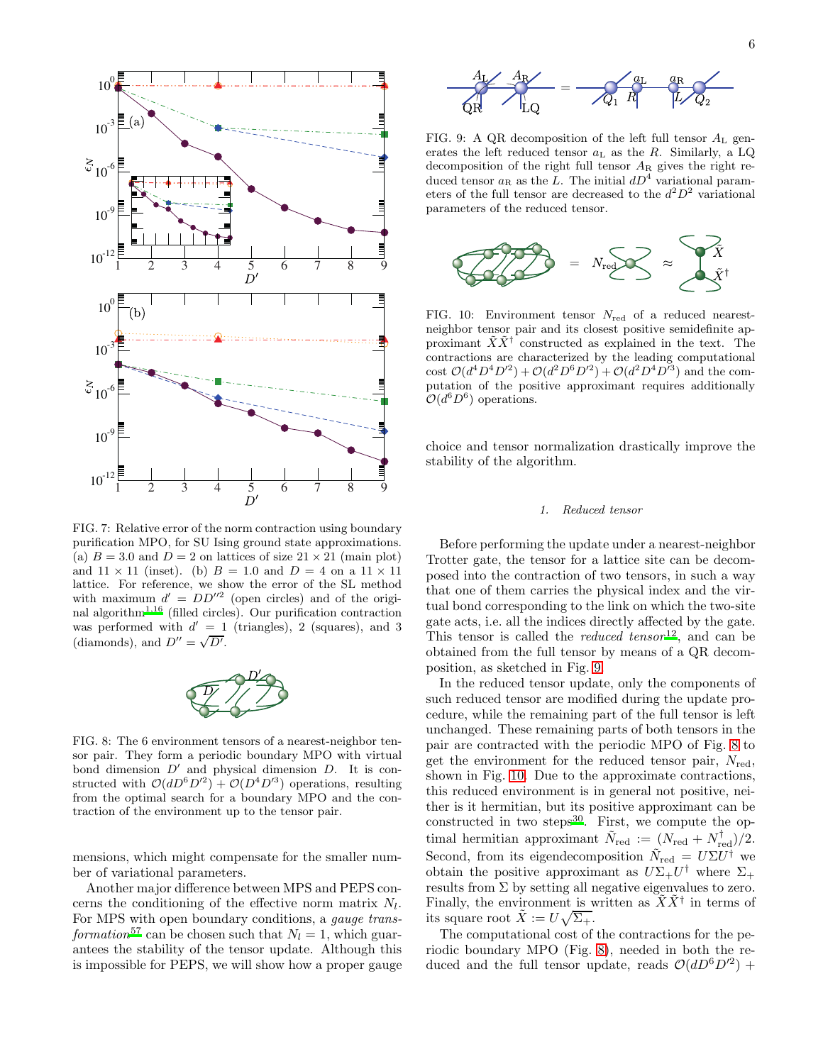FIG. 7: Relative error of the norm contraction using boundary purification MPO, for SU Ising ground state approximations. (a) $B = 3.0$ and $D = 2$ on lattices of size $21 \times 21$ (main plot) and $11 \times 11$ (inset). (b) $B = 1.0$ and $D = 4$ on a $11 \times 11$ lattice. For reference, we show the error of the SL method with maximum $d' = DD''^2$ (open circles) and of the original algorithm[1,16] (filled circles). Our purification contraction was performed with $d' = 1$ (triangles), 2 (squares), and 3 (diamonds), and $D'' = \sqrt{D'}$.

FIG. 8: The 6 environment tensors of a nearest-neighbor tensor pair. They form a periodic boundary MPO with virtual bond dimension $D'$ and physical dimension $D$. It is constructed with $\mathcal{O}(dD^6D'^2) + \mathcal{O}(D^4D'^3)$ operations, resulting from the optimal search for a boundary MPO and the contraction of the environment up to the tensor pair.

mensions, which might compensate for the smaller number of variational parameters.

Another major difference between MPS and PEPS concerns the conditioning of the effective norm matrix $N_l$. For MPS with open boundary conditions, a *gauge transformation*[57] can be chosen such that $N_l = 1$, which guarantees the stability of the tensor update. Although this is impossible for PEPS, we will show how a proper gauge choice and tensor normalization drastically improve the stability of the algorithm.

FIG. 9: A QR decomposition of the left full tensor $A_\mathrm{L}$ generates the left reduced tensor $a_\mathrm{L}$ as the $R$. Similarly, a LQ decomposition of the right full tensor $A_\mathrm{R}$ gives the right reduced tensor $a_\mathrm{R}$ as the $L$. The initial $dD^4$ variational parameters of the full tensor are decreased to the $d^2D^2$ variational parameters of the reduced tensor.

FIG. 10: Environment tensor $N_\mathrm{red}$ of a reduced nearest-neighbor tensor pair and its closest positive semidefinite approximant $\tilde{X}\tilde{X}^\dagger$ constructed as explained in the text. The contractions are characterized by the leading computational cost $\mathcal{O}(d^4D^4D'^2) + \mathcal{O}(d^2D^6D'^2) + \mathcal{O}(d^2D^4D'^3)$ and the computation of the positive approximant requires additionally $\mathcal{O}(d^6D^6)$ operations.

#### 1. Reduced tensor

Before performing the update under a nearest-neighbor Trotter gate, the tensor for a lattice site can be decomposed into the contraction of two tensors, in such a way that one of them carries the physical index and the virtual bond corresponding to the link on which the two-site gate acts, i.e. all the indices directly affected by the gate. This tensor is called the *reduced tensor*[12], and can be obtained from the full tensor by means of a QR decomposition, as sketched in Fig. 9.

In the reduced tensor update, only the components of such reduced tensor are modified during the update procedure, while the remaining part of the full tensor is left unchanged. These remaining parts of both tensors in the pair are contracted with the periodic MPO of Fig. 8 to get the environment for the reduced tensor pair, $N_\mathrm{red}$, shown in Fig. 10. Due to the approximate contractions, this reduced environment is in general not positive, neither is it hermitian, but its positive approximant can be constructed in two steps[30]. First, we compute the optimal hermitian approximant $\tilde{N}_\mathrm{red} := (N_\mathrm{red} + N_\mathrm{red}^\dagger)/2$. Second, from its eigendecomposition $\tilde{N}_\mathrm{red} = U\Sigma U^\dagger$ we obtain the positive approximant as $U\Sigma_+U^\dagger$ where $\Sigma_+$ results from $\Sigma$ by setting all negative eigenvalues to zero. Finally, the environment is written as $\tilde{X}\tilde{X}^\dagger$ in terms of its square root $\tilde{X} := U\sqrt{\Sigma_+}$.

The computational cost of the contractions for the periodic boundary MPO (Fig. 8), needed in both the reduced and the full tensor update, reads $\mathcal{O}(dD^6D'^2) +$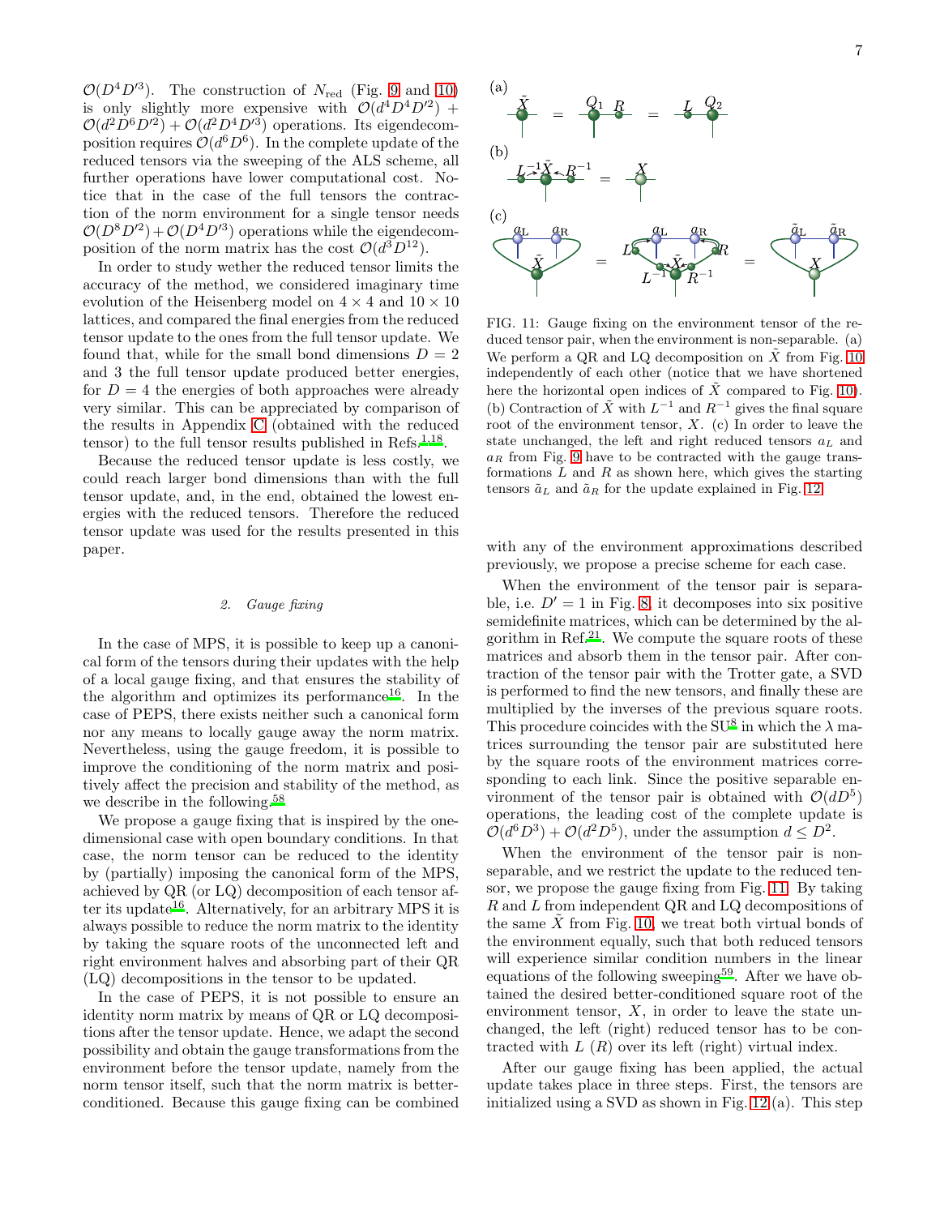$\mathcal{O}(D^4 D'^3)$. The construction of $N_{\rm red}$ (Fig. 9 and 10) is only slightly more expensive with $\mathcal{O}(d^4 D^4 D'^2) + \mathcal{O}(d^2 D^6 D'^2) + \mathcal{O}(d^2 D^4 D'^3)$ operations. Its eigendecomposition requires $\mathcal{O}(d^6 D^6)$. In the complete update of the reduced tensors via the sweeping of the ALS scheme, all further operations have lower computational cost. Notice that in the case of the full tensors the contraction of the norm environment for a single tensor needs $\mathcal{O}(D^8 D'^2) + \mathcal{O}(D^4 D'^3)$ operations while the eigendecomposition of the norm matrix has the cost $\mathcal{O}(d^3 D^{12})$.

In order to study wether the reduced tensor limits the accuracy of the method, we considered imaginary time evolution of the Heisenberg model on $4\times 4$ and $10\times 10$ lattices, and compared the final energies from the reduced tensor update to the ones from the full tensor update. We found that, while for the small bond dimensions $D=2$ and 3 the full tensor update produced better energies, for $D=4$ the energies of both approaches were already very similar. This can be appreciated by comparison of the results in Appendix C (obtained with the reduced tensor) to the full tensor results published in Refs.[1,18].

Because the reduced tensor update is less costly, we could reach larger bond dimensions than with the full tensor update, and, in the end, obtained the lowest energies with the reduced tensors. Therefore the reduced tensor update was used for the results presented in this paper.

### 2. Gauge fixing

In the case of MPS, it is possible to keep up a canonical form of the tensors during their updates with the help of a local gauge fixing, and that ensures the stability of the algorithm and optimizes its performance[16]. In the case of PEPS, there exists neither such a canonical form nor any means to locally gauge away the norm matrix. Nevertheless, using the gauge freedom, it is possible to improve the conditioning of the norm matrix and positively affect the precision and stability of the method, as we describe in the following.[58]

We propose a gauge fixing that is inspired by the one-dimensional case with open boundary conditions. In that case, the norm tensor can be reduced to the identity by (partially) imposing the canonical form of the MPS, achieved by QR (or LQ) decomposition of each tensor after its update[16]. Alternatively, for an arbitrary MPS it is always possible to reduce the norm matrix to the identity by taking the square roots of the unconnected left and right environment halves and absorbing part of their QR (LQ) decompositions in the tensor to be updated.

In the case of PEPS, it is not possible to ensure an identity norm matrix by means of QR or LQ decompositions after the tensor update. Hence, we adapt the second possibility and obtain the gauge transformations from the environment before the tensor update, namely from the norm tensor itself, such that the norm matrix is better-conditioned. Because this gauge fixing can be combined with any of the environment approximations described previously, we propose a precise scheme for each case.

FIG. 11: Gauge fixing on the environment tensor of the reduced tensor pair, when the environment is non-separable. (a) We perform a QR and LQ decomposition on $\tilde{X}$ from Fig. 10 independently of each other (notice that we have shortened here the horizontal open indices of $\tilde{X}$ compared to Fig. 10). (b) Contraction of $\tilde{X}$ with $L^{-1}$ and $R^{-1}$ gives the final square root of the environment tensor, $X$. (c) In order to leave the state unchanged, the left and right reduced tensors $a_L$ and $a_R$ from Fig. 9 have to be contracted with the gauge transformations $L$ and $R$ as shown here, which gives the starting tensors $\tilde{a}_L$ and $\tilde{a}_R$ for the update explained in Fig. 12.

When the environment of the tensor pair is separable, i.e. $D'=1$ in Fig. 8, it decomposes into six positive semidefinite matrices, which can be determined by the algorithm in Ref.[21]. We compute the square roots of these matrices and absorb them in the tensor pair. After contraction of the tensor pair with the Trotter gate, a SVD is performed to find the new tensors, and finally these are multiplied by the inverses of the previous square roots. This procedure coincides with the SU[8] in which the $\lambda$ matrices surrounding the tensor pair are substituted here by the square roots of the environment matrices corresponding to each link. Since the positive separable environment of the tensor pair is obtained with $\mathcal{O}(dD^5)$ operations, the leading cost of the complete update is $\mathcal{O}(d^6 D^3) + \mathcal{O}(d^2 D^5)$, under the assumption $d \le D^2$.

When the environment of the tensor pair is non-separable, and we restrict the update to the reduced tensor, we propose the gauge fixing from Fig. 11. By taking $R$ and $L$ from independent QR and LQ decompositions of the same $\tilde{X}$ from Fig. 10, we treat both virtual bonds of the environment equally, such that both reduced tensors will experience similar condition numbers in the linear equations of the following sweeping[59]. After we have obtained the desired better-conditioned square root of the environment tensor, $X$, in order to leave the state unchanged, the left (right) reduced tensor has to be contracted with $L$ ($R$) over its left (right) virtual index.

After our gauge fixing has been applied, the actual update takes place in three steps. First, the tensors are initialized using a SVD as shown in Fig. 12 (a). This step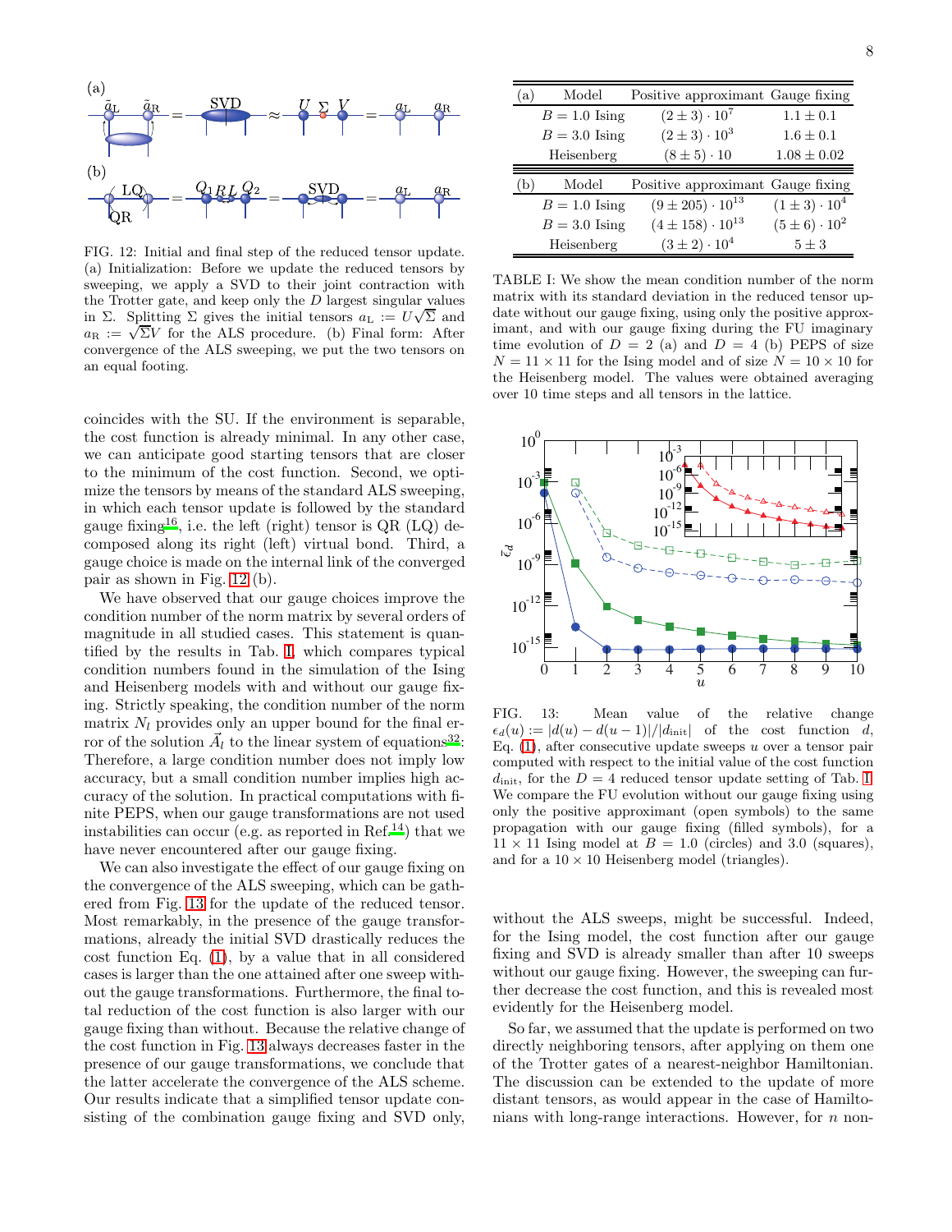FIG. 12: Initial and final step of the reduced tensor update. (a) Initialization: Before we update the reduced tensors by sweeping, we apply a SVD to their joint contraction with the Trotter gate, and keep only the $D$ largest singular values in $\Sigma$. Splitting $\Sigma$ gives the initial tensors $a_{\rm L} := U\sqrt{\Sigma}$ and $a_{\rm R} := \sqrt{\Sigma}V$ for the ALS procedure. (b) Final form: After convergence of the ALS sweeping, we put the two tensors on an equal footing.

coincides with the SU. If the environment is separable, the cost function is already minimal. In any other case, we can anticipate good starting tensors that are closer to the minimum of the cost function. Second, we optimize the tensors by means of the standard ALS sweeping, in which each tensor update is followed by the standard gauge fixing[16], i.e. the left (right) tensor is QR (LQ) decomposed along its right (left) virtual bond. Third, a gauge choice is made on the internal link of the converged pair as shown in Fig. 12 (b).

We have observed that our gauge choices improve the condition number of the norm matrix by several orders of magnitude in all studied cases. This statement is quantified by the results in Tab. I, which compares typical condition numbers found in the simulation of the Ising and Heisenberg models with and without our gauge fixing. Strictly speaking, the condition number of the norm matrix $N_l$ provides only an upper bound for the final error of the solution $\vec{A}_l$ to the linear system of equations[32]: Therefore, a large condition number does not imply low accuracy, but a small condition number implies high accuracy of the solution. In practical computations with finite PEPS, when our gauge transformations are not used instabilities can occur (e.g. as reported in Ref.[14]) that we have never encountered after our gauge fixing.

We can also investigate the effect of our gauge fixing on the convergence of the ALS sweeping, which can be gathered from Fig. 13 for the update of the reduced tensor. Most remarkably, in the presence of the gauge transformations, already the initial SVD drastically reduces the cost function Eq. (1), by a value that in all considered cases is larger than the one attained after one sweep without the gauge transformations. Furthermore, the final total reduction of the cost function is also larger with our gauge fixing than without. Because the relative change of the cost function in Fig. 13 always decreases faster in the presence of our gauge transformations, we conclude that the latter accelerate the convergence of the ALS scheme. Our results indicate that a simplified tensor update consisting of the combination gauge fixing and SVD only,

| (a) | Model | Positive approximant | Gauge fixing |
|---|---|---|---|
| | $B = 1.0$ Ising | $(2 \pm 3) \cdot 10^7$ | $1.1 \pm 0.1$ |
| | $B = 3.0$ Ising | $(2 \pm 3) \cdot 10^3$ | $1.6 \pm 0.1$ |
| | Heisenberg | $(8 \pm 5) \cdot 10$ | $1.08 \pm 0.02$ |

| (b) | Model | Positive approximant | Gauge fixing |
|---|---|---|---|
| | $B = 1.0$ Ising | $(9 \pm 205) \cdot 10^{13}$ | $(1 \pm 3) \cdot 10^4$ |
| | $B = 3.0$ Ising | $(4 \pm 158) \cdot 10^{13}$ | $(5 \pm 6) \cdot 10^2$ |
| | Heisenberg | $(3 \pm 2) \cdot 10^4$ | $5 \pm 3$ |

TABLE I: We show the mean condition number of the norm matrix with its standard deviation in the reduced tensor update without our gauge fixing, using only the positive approximant, and with our gauge fixing during the FU imaginary time evolution of $D = 2$ (a) and $D = 4$ (b) PEPS of size $N = 11 \times 11$ for the Ising model and of size $N = 10 \times 10$ for the Heisenberg model. The values were obtained averaging over 10 time steps and all tensors in the lattice.

FIG. 13: Mean value of the relative change $\epsilon_d(u) := |d(u) - d(u-1)|/|d_{\rm init}|$ of the cost function $d$, Eq. (1), after consecutive update sweeps $u$ over a tensor pair computed with respect to the initial value of the cost function $d_{\rm init}$, for the $D = 4$ reduced tensor update setting of Tab. I. We compare the FU evolution without our gauge fixing using only the positive approximant (open symbols) to the same propagation with our gauge fixing (filled symbols), for a $11 \times 11$ Ising model at $B = 1.0$ (circles) and 3.0 (squares), and for a $10 \times 10$ Heisenberg model (triangles).

without the ALS sweeps, might be successful. Indeed, for the Ising model, the cost function after our gauge fixing and SVD is already smaller than after 10 sweeps without our gauge fixing. However, the sweeping can further decrease the cost function, and this is revealed most evidently for the Heisenberg model.

So far, we assumed that the update is performed on two directly neighboring tensors, after applying on them one of the Trotter gates of a nearest-neighbor Hamiltonian. The discussion can be extended to the update of more distant tensors, as would appear in the case of Hamiltonians with long-range interactions. However, for $n$ non-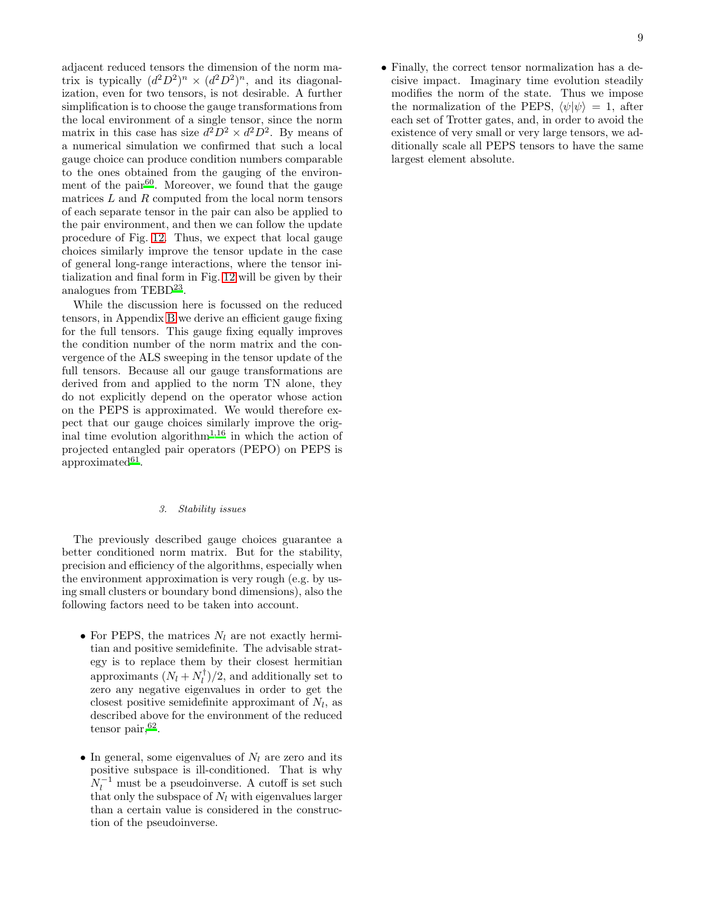adjacent reduced tensors the dimension of the norm matrix is typically $(d^2D^2)^n \times (d^2D^2)^n$, and its diagonalization, even for two tensors, is not desirable. A further simplification is to choose the gauge transformations from the local environment of a single tensor, since the norm matrix in this case has size $d^2D^2 \times d^2D^2$. By means of a numerical simulation we confirmed that such a local gauge choice can produce condition numbers comparable to the ones obtained from the gauging of the environment of the pair[60]. Moreover, we found that the gauge matrices $L$ and $R$ computed from the local norm tensors of each separate tensor in the pair can also be applied to the pair environment, and then we can follow the update procedure of Fig. 12. Thus, we expect that local gauge choices similarly improve the tensor update in the case of general long-range interactions, where the tensor initialization and final form in Fig. 12 will be given by their analogues from TEBD[23].

While the discussion here is focussed on the reduced tensors, in Appendix B we derive an efficient gauge fixing for the full tensors. This gauge fixing equally improves the condition number of the norm matrix and the convergence of the ALS sweeping in the tensor update of the full tensors. Because all our gauge transformations are derived from and applied to the norm TN alone, they do not explicitly depend on the operator whose action on the PEPS is approximated. We would therefore expect that our gauge choices similarly improve the original time evolution algorithm[1,16] in which the action of projected entangled pair operators (PEPO) on PEPS is approximated[61].

### 3. Stability issues

The previously described gauge choices guarantee a better conditioned norm matrix. But for the stability, precision and efficiency of the algorithms, especially when the environment approximation is very rough (e.g. by using small clusters or boundary bond dimensions), also the following factors need to be taken into account.

- For PEPS, the matrices $N_l$ are not exactly hermitian and positive semidefinite. The advisable strategy is to replace them by their closest hermitian approximants $(N_l + N_l^\dagger)/2$, and additionally set to zero any negative eigenvalues in order to get the closest positive semidefinite approximant of $N_l$, as described above for the environment of the reduced tensor pair,[62].

- In general, some eigenvalues of $N_l$ are zero and its positive subspace is ill-conditioned. That is why $N_l^{-1}$ must be a pseudoinverse. A cutoff is set such that only the subspace of $N_l$ with eigenvalues larger than a certain value is considered in the construction of the pseudoinverse.

- Finally, the correct tensor normalization has a decisive impact. Imaginary time evolution steadily modifies the norm of the state. Thus we impose the normalization of the PEPS, $\langle\psi|\psi\rangle = 1$, after each set of Trotter gates, and, in order to avoid the existence of very small or very large tensors, we additionally scale all PEPS tensors to have the same largest element absolute.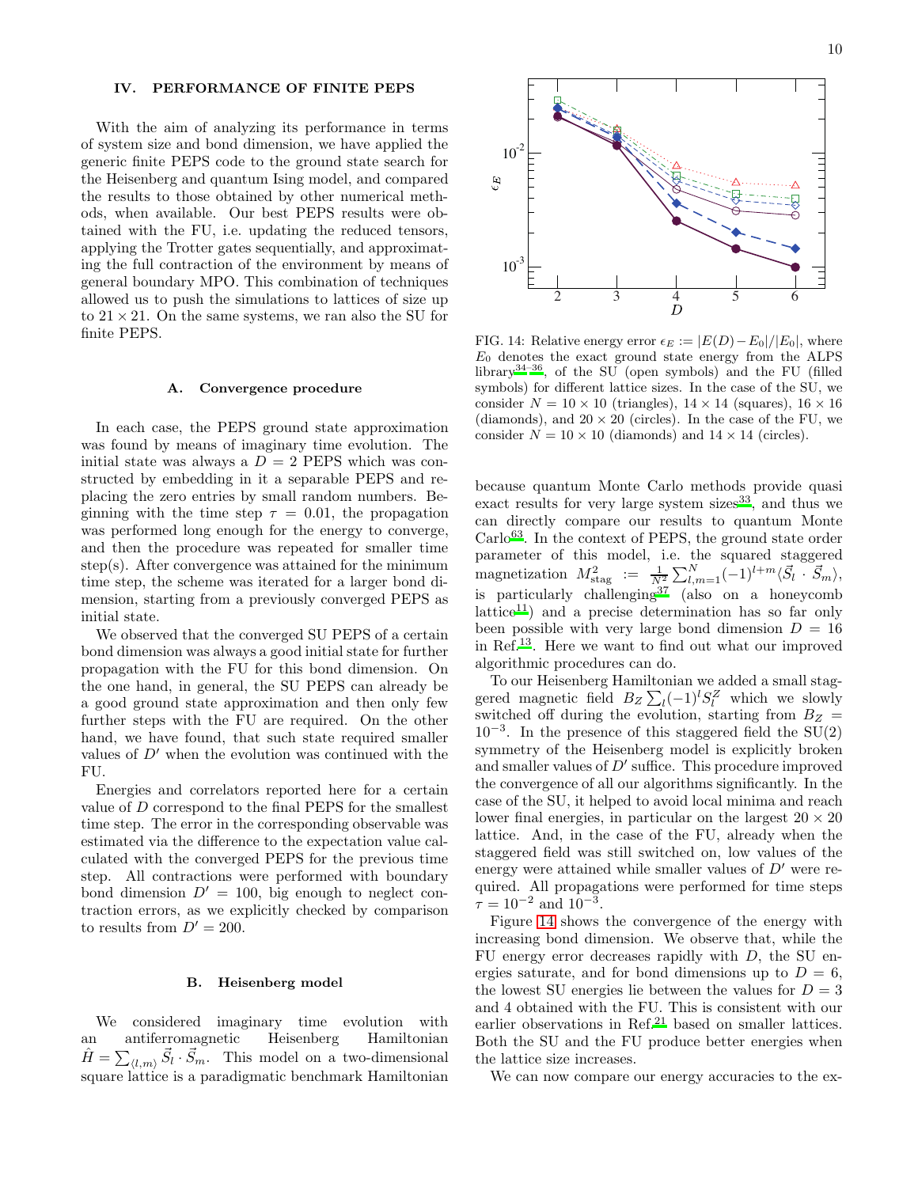## IV. PERFORMANCE OF FINITE PEPS

With the aim of analyzing its performance in terms of system size and bond dimension, we have applied the generic finite PEPS code to the ground state search for the Heisenberg and quantum Ising model, and compared the results to those obtained by other numerical methods, when available. Our best PEPS results were obtained with the FU, i.e. updating the reduced tensors, applying the Trotter gates sequentially, and approximating the full contraction of the environment by means of general boundary MPO. This combination of techniques allowed us to push the simulations to lattices of size up to $21 \times 21$. On the same systems, we ran also the SU for finite PEPS.

### A. Convergence procedure

In each case, the PEPS ground state approximation was found by means of imaginary time evolution. The initial state was always a $D = 2$ PEPS which was constructed by embedding in it a separable PEPS and replacing the zero entries by small random numbers. Beginning with the time step $\tau = 0.01$, the propagation was performed long enough for the energy to converge, and then the procedure was repeated for smaller time step(s). After convergence was attained for the minimum time step, the scheme was iterated for a larger bond dimension, starting from a previously converged PEPS as initial state.

We observed that the converged SU PEPS of a certain bond dimension was always a good initial state for further propagation with the FU for this bond dimension. On the one hand, in general, the SU PEPS can already be a good ground state approximation and then only few further steps with the FU are required. On the other hand, we have found, that such state required smaller values of $D'$ when the evolution was continued with the FU.

Energies and correlators reported here for a certain value of $D$ correspond to the final PEPS for the smallest time step. The error in the corresponding observable was estimated via the difference to the expectation value calculated with the converged PEPS for the previous time step. All contractions were performed with boundary bond dimension $D' = 100$, big enough to neglect contraction errors, as we explicitly checked by comparison to results from $D' = 200$.

### B. Heisenberg model

We considered imaginary time evolution with an antiferromagnetic Heisenberg Hamiltonian $\hat{H} = \sum_{\langle l,m \rangle} \vec{S}_l \cdot \vec{S}_m$. This model on a two-dimensional square lattice is a paradigmatic benchmark Hamiltonian because quantum Monte Carlo methods provide quasi exact results for very large system sizes[33], and thus we can directly compare our results to quantum Monte Carlo[63]. In the context of PEPS, the ground state order parameter of this model, i.e. the squared staggered magnetization $M^2_{\text{stag}} := \frac{1}{N^2} \sum_{l,m=1}^{N} (-1)^{l+m} \langle \vec{S}_l \cdot \vec{S}_m \rangle$, is particularly challenging[37] (also on a honeycomb lattice[11]) and a precise determination has so far only been possible with very large bond dimension $D = 16$ in Ref.[13]. Here we want to find out what our improved algorithmic procedures can do.

FIG. 14: Relative energy error $\epsilon_E := |E(D) - E_0|/|E_0|$, where $E_0$ denotes the exact ground state energy from the ALPS library[34–36], of the SU (open symbols) and the FU (filled symbols) for different lattice sizes. In the case of the SU, we consider $N = 10 \times 10$ (triangles), $14 \times 14$ (squares), $16 \times 16$ (diamonds), and $20 \times 20$ (circles). In the case of the FU, we consider $N = 10 \times 10$ (diamonds) and $14 \times 14$ (circles).

To our Heisenberg Hamiltonian we added a small staggered magnetic field $B_Z \sum_l (-1)^l S^Z_l$ which we slowly switched off during the evolution, starting from $B_Z = 10^{-3}$. In the presence of this staggered field the SU(2) symmetry of the Heisenberg model is explicitly broken and smaller values of $D'$ suffice. This procedure improved the convergence of all our algorithms significantly. In the case of the SU, it helped to avoid local minima and reach lower final energies, in particular on the largest $20 \times 20$ lattice. And, in the case of the FU, already when the staggered field was still switched on, low values of the energy were attained while smaller values of $D'$ were required. All propagations were performed for time steps $\tau = 10^{-2}$ and $10^{-3}$.

Figure 14 shows the convergence of the energy with increasing bond dimension. We observe that, while the FU energy error decreases rapidly with $D$, the SU energies saturate, and for bond dimensions up to $D = 6$, the lowest SU energies lie between the values for $D = 3$ and 4 obtained with the FU. This is consistent with our earlier observations in Ref.[21] based on smaller lattices. Both the SU and the FU produce better energies when the lattice size increases.

We can now compare our energy accuracies to the ex-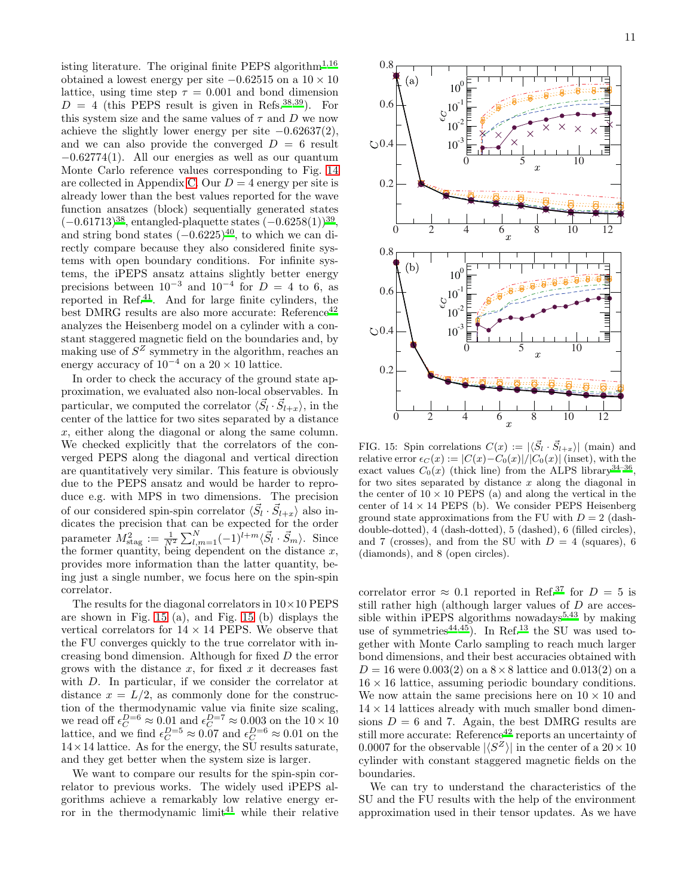isting literature. The original finite PEPS algorithm[1,16] obtained a lowest energy per site $-0.62515$ on a $10 \times 10$ lattice, using time step $\tau = 0.001$ and bond dimension $D = 4$ (this PEPS result is given in Refs.[38,39]). For this system size and the same values of $\tau$ and $D$ we now achieve the slightly lower energy per site $-0.62637(2)$, and we can also provide the converged $D = 6$ result $-0.62774(1)$. All our energies as well as our quantum Monte Carlo reference values corresponding to Fig. 14 are collected in Appendix C. Our $D = 4$ energy per site is already lower than the best values reported for the wave function ansatzes (block) sequentially generated states $(-0.61713)$[38], entangled-plaquette states $(-0.6258(1))$[39], and string bond states $(-0.6225)$[40], to which we can directly compare because they also considered finite systems with open boundary conditions. For infinite systems, the iPEPS ansatz attains slightly better energy precisions between $10^{-3}$ and $10^{-4}$ for $D = 4$ to 6, as reported in Ref.[41]. And for large finite cylinders, the best DMRG results are also more accurate: Reference[42] analyzes the Heisenberg model on a cylinder with a constant staggered magnetic field on the boundaries and, by making use of $S^Z$ symmetry in the algorithm, reaches an energy accuracy of $10^{-4}$ on a $20 \times 10$ lattice.

In order to check the accuracy of the ground state approximation, we evaluated also non-local observables. In particular, we computed the correlator $\langle \vec{S}_l \cdot \vec{S}_{l+x} \rangle$, in the center of the lattice for two sites separated by a distance $x$, either along the diagonal or along the same column. We checked explicitly that the correlators of the converged PEPS along the diagonal and vertical direction are quantitatively very similar. This feature is obviously due to the PEPS ansatz and would be harder to reproduce e.g. with MPS in two dimensions. The precision of our considered spin-spin correlator $\langle \vec{S}_l \cdot \vec{S}_{l+x} \rangle$ also indicates the precision that can be expected for the order parameter $M^2_{\text{stag}} := \frac{1}{N^2} \sum_{l,m=1}^{N} (-1)^{l+m} \langle \vec{S}_l \cdot \vec{S}_m \rangle$. Since the former quantity, being dependent on the distance $x$, provides more information than the latter quantity, being just a single number, we focus here on the spin-spin correlator.

The results for the diagonal correlators in $10 \times 10$ PEPS are shown in Fig. 15 (a), and Fig. 15 (b) displays the vertical correlators for $14 \times 14$ PEPS. We observe that the FU converges quickly to the true correlator with increasing bond dimension. Although for fixed $D$ the error grows with the distance $x$, for fixed $x$ it decreases fast with $D$. In particular, if we consider the correlator at distance $x = L/2$, as commonly done for the construction of the thermodynamic value via finite size scaling, we read off $\epsilon_C^{D=6} \approx 0.01$ and $\epsilon_C^{D=7} \approx 0.003$ on the $10 \times 10$ lattice, and we find $\epsilon_C^{D=5} \approx 0.07$ and $\epsilon_C^{D=6} \approx 0.01$ on the $14 \times 14$ lattice. As for the energy, the SU results saturate, and they get better when the system size is larger.

We want to compare our results for the spin-spin correlator to previous works. The widely used iPEPS algorithms achieve a remarkably low relative energy error in the thermodynamic limit[41] while their relative

FIG. 15: Spin correlations $C(x) := |\langle \vec{S}_l \cdot \vec{S}_{l+x} \rangle|$ (main) and relative error $\epsilon_C(x) := |C(x) - C_0(x)|/|C_0(x)|$ (inset), with the exact values $C_0(x)$ (thick line) from the ALPS library[34–36], for two sites separated by distance $x$ along the diagonal in the center of $10 \times 10$ PEPS (a) and along the vertical in the center of $14 \times 14$ PEPS (b). We consider PEPS Heisenberg ground state approximations from the FU with $D = 2$ (dash-double-dotted), 4 (dash-dotted), 5 (dashed), 6 (filled circles), and 7 (crosses), and from the SU with $D = 4$ (squares), 6 (diamonds), and 8 (open circles).

correlator error $\approx 0.1$ reported in Ref.[37] for $D = 5$ is still rather high (although larger values of $D$ are accessible within iPEPS algorithms nowadays[5,43] by making use of symmetries[44,45]). In Ref.[13] the SU was used together with Monte Carlo sampling to reach much larger bond dimensions, and their best accuracies obtained with $D = 16$ were $0.003(2)$ on a $8 \times 8$ lattice and $0.013(2)$ on a $16 \times 16$ lattice, assuming periodic boundary conditions. We now attain the same precisions here on $10 \times 10$ and $14 \times 14$ lattices already with much smaller bond dimensions $D = 6$ and 7. Again, the best DMRG results are still more accurate: Reference[42] reports an uncertainty of 0.0007 for the observable $|\langle S^Z \rangle|$ in the center of a $20 \times 10$ cylinder with constant staggered magnetic fields on the boundaries.

We can try to understand the characteristics of the SU and the FU results with the help of the environment approximation used in their tensor updates. As we have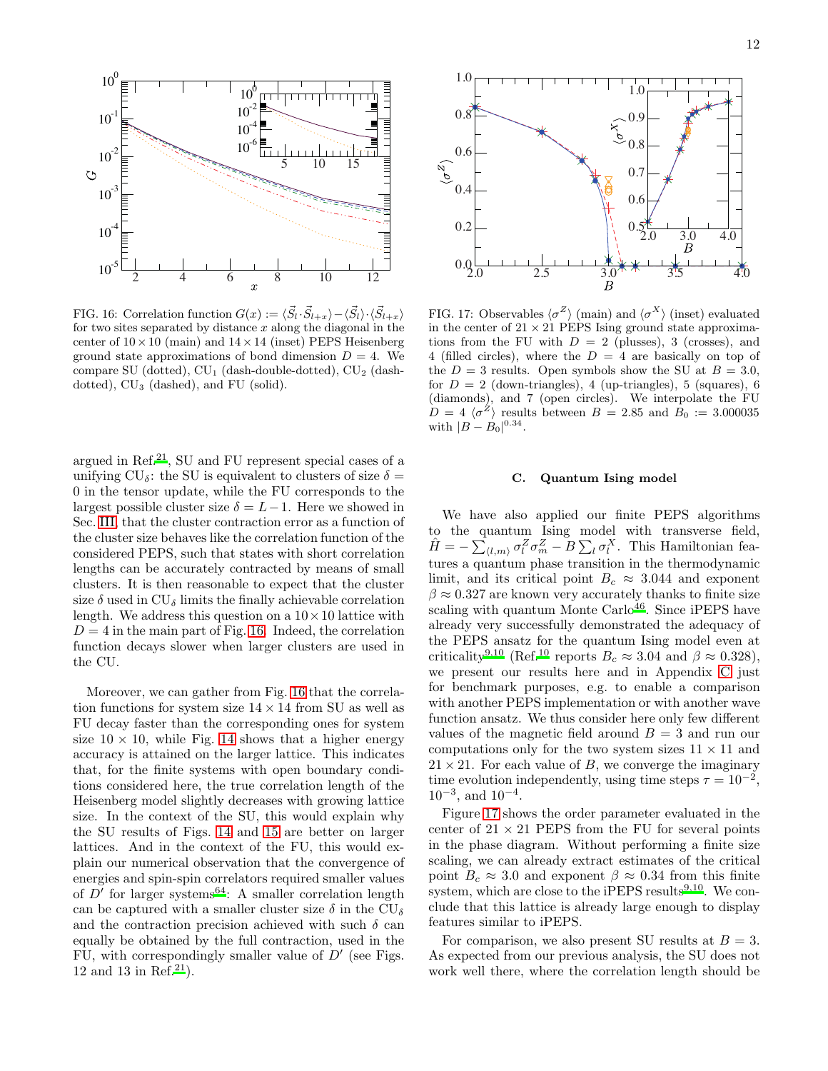FIG. 16: Correlation function $G(x) := \langle \vec{S}_l \cdot \vec{S}_{l+x} \rangle - \langle \vec{S}_l \rangle \cdot \langle \vec{S}_{l+x} \rangle$ for two sites separated by distance $x$ along the diagonal in the center of $10 \times 10$ (main) and $14 \times 14$ (inset) PEPS Heisenberg ground state approximations of bond dimension $D = 4$. We compare SU (dotted), $CU_1$ (dash-double-dotted), $CU_2$ (dash-dotted), $CU_3$ (dashed), and FU (solid).

FIG. 17: Observables $\langle \sigma^Z \rangle$ (main) and $\langle \sigma^X \rangle$ (inset) evaluated in the center of $21 \times 21$ PEPS Ising ground state approximations from the FU with $D = 2$ (plusses), 3 (crosses), and 4 (filled circles), where the $D = 4$ are basically on top of the $D = 3$ results. Open symbols show the SU at $B = 3.0$, for $D = 2$ (down-triangles), 4 (up-triangles), 5 (squares), 6 (diamonds), and 7 (open circles). We interpolate the FU $D = 4$ $\langle \sigma^Z \rangle$ results between $B = 2.85$ and $B_0 := 3.000035$ with $|B - B_0|^{0.34}$.

argued in Ref.[21], SU and FU represent special cases of a unifying $CU_\delta$: the SU is equivalent to clusters of size $\delta = 0$ in the tensor update, while the FU corresponds to the largest possible cluster size $\delta = L - 1$. Here we showed in Sec. III that the cluster contraction error as a function of the cluster size behaves like the correlation function of the considered PEPS, such that states with short correlation lengths can be accurately contracted by means of small clusters. It is then reasonable to expect that the cluster size $\delta$ used in $CU_\delta$ limits the finally achievable correlation length. We address this question on a $10 \times 10$ lattice with $D = 4$ in the main part of Fig. 16. Indeed, the correlation function decays slower when larger clusters are used in the CU.

Moreover, we can gather from Fig. 16 that the correlation functions for system size $14 \times 14$ from SU as well as FU decay faster than the corresponding ones for system size $10 \times 10$, while Fig. 14 shows that a higher energy accuracy is attained on the larger lattice. This indicates that, for the finite systems with open boundary conditions considered here, the true correlation length of the Heisenberg model slightly decreases with growing lattice size. In the context of the SU, this would explain why the SU results of Figs. 14 and 15 are better on larger lattices. And in the context of the FU, this would explain our numerical observation that the convergence of energies and spin-spin correlators required smaller values of $D'$ for larger systems[64]: A smaller correlation length can be captured with a smaller cluster size $\delta$ in the $CU_\delta$ and the contraction precision achieved with such $\delta$ can equally be obtained by the full contraction, used in the FU, with correspondingly smaller value of $D'$ (see Figs. 12 and 13 in Ref.[21]).

### C. Quantum Ising model

We have also applied our finite PEPS algorithms to the quantum Ising model with transverse field, $\hat{H} = -\sum_{\langle l,m \rangle} \sigma_l^Z \sigma_m^Z - B \sum_l \sigma_l^X$. This Hamiltonian features a quantum phase transition in the thermodynamic limit, and its critical point $B_c \approx 3.044$ and exponent $\beta \approx 0.327$ are known very accurately thanks to finite size scaling with quantum Monte Carlo[46]. Since iPEPS have already very successfully demonstrated the adequacy of the PEPS ansatz for the quantum Ising model even at criticality[9,10] (Ref.[10] reports $B_c \approx 3.04$ and $\beta \approx 0.328$), we present our results here and in Appendix C just for benchmark purposes, e.g. to enable a comparison with another PEPS implementation or with another wave function ansatz. We thus consider here only few different values of the magnetic field around $B = 3$ and run our computations only for the two system sizes $11 \times 11$ and $21 \times 21$. For each value of $B$, we converge the imaginary time evolution independently, using time steps $\tau = 10^{-2}$, $10^{-3}$, and $10^{-4}$.

Figure 17 shows the order parameter evaluated in the center of $21 \times 21$ PEPS from the FU for several points in the phase diagram. Without performing a finite size scaling, we can already extract estimates of the critical point $B_c \approx 3.0$ and exponent $\beta \approx 0.34$ from this finite system, which are close to the iPEPS results[9,10]. We conclude that this lattice is already large enough to display features similar to iPEPS.

For comparison, we also present SU results at $B = 3$. As expected from our previous analysis, the SU does not work well there, where the correlation length should be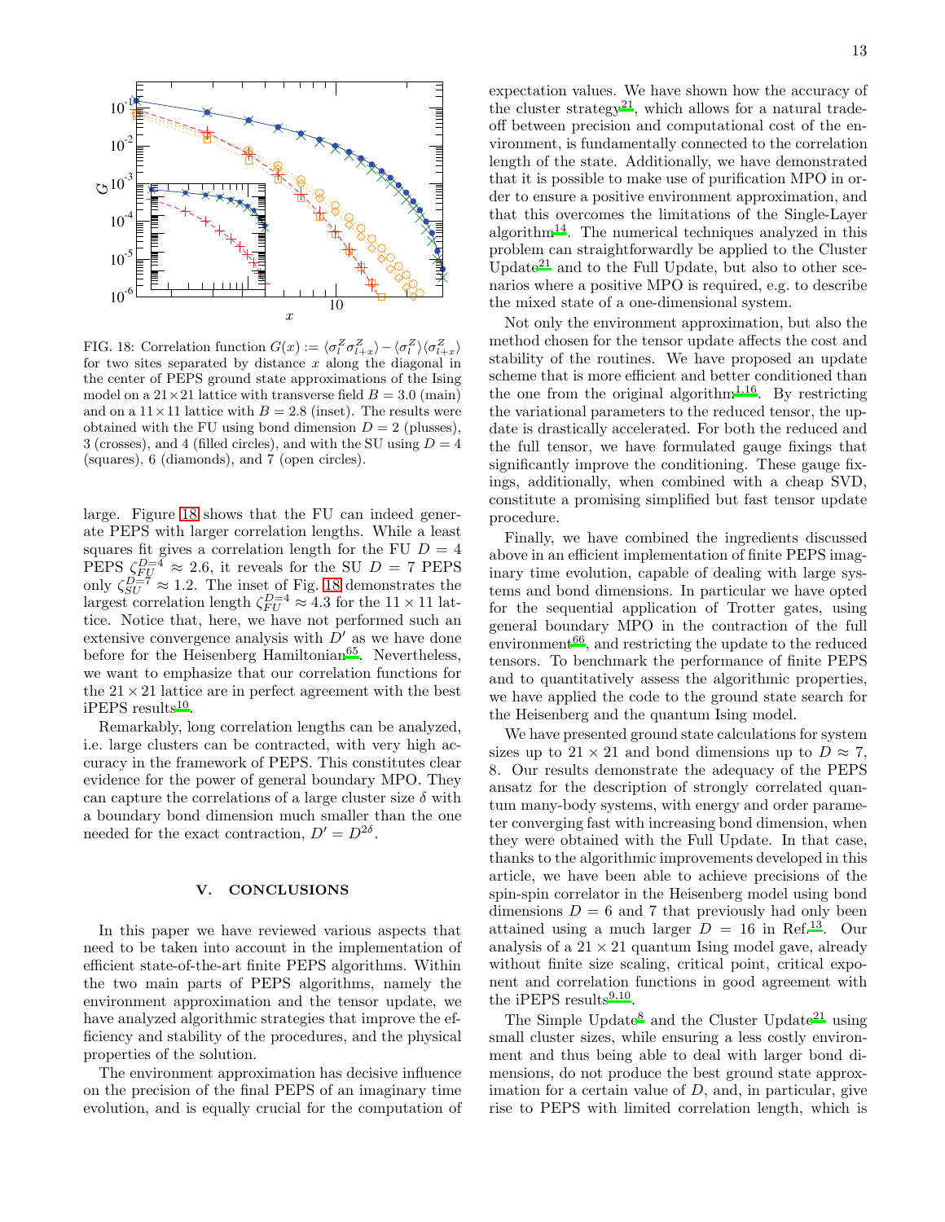FIG. 18: Correlation function $G(x) := \langle\sigma_l^Z\sigma_{l+x}^Z\rangle - \langle\sigma_l^Z\rangle\langle\sigma_{l+x}^Z\rangle$ for two sites separated by distance $x$ along the diagonal in the center of PEPS ground state approximations of the Ising model on a $21\times21$ lattice with transverse field $B = 3.0$ (main) and on a $11\times11$ lattice with $B = 2.8$ (inset). The results were obtained with the FU using bond dimension $D = 2$ (plusses), 3 (crosses), and 4 (filled circles), and with the SU using $D = 4$ (squares), 6 (diamonds), and 7 (open circles).

large. Figure 18 shows that the FU can indeed generate PEPS with larger correlation lengths. While a least squares fit gives a correlation length for the FU $D = 4$ PEPS $\zeta_{FU}^{D=4} \approx 2.6$, it reveals for the SU $D = 7$ PEPS only $\zeta_{SU}^{D=7} \approx 1.2$. The inset of Fig. 18 demonstrates the largest correlation length $\zeta_{FU}^{D=4} \approx 4.3$ for the $11\times11$ lattice. Notice that, here, we have not performed such an extensive convergence analysis with $D'$ as we have done before for the Heisenberg Hamiltonian[65]. Nevertheless, we want to emphasize that our correlation functions for the $21\times21$ lattice are in perfect agreement with the best iPEPS results[10].

Remarkably, long correlation lengths can be analyzed, i.e. large clusters can be contracted, with very high accuracy in the framework of PEPS. This constitutes clear evidence for the power of general boundary MPO. They can capture the correlations of a large cluster size $\delta$ with a boundary bond dimension much smaller than the one needed for the exact contraction, $D' = D^{2\delta}$.

## V. CONCLUSIONS

In this paper we have reviewed various aspects that need to be taken into account in the implementation of efficient state-of-the-art finite PEPS algorithms. Within the two main parts of PEPS algorithms, namely the environment approximation and the tensor update, we have analyzed algorithmic strategies that improve the efficiency and stability of the procedures, and the physical properties of the solution.

The environment approximation has decisive influence on the precision of the final PEPS of an imaginary time evolution, and is equally crucial for the computation of expectation values. We have shown how the accuracy of the cluster strategy[21], which allows for a natural trade-off between precision and computational cost of the environment, is fundamentally connected to the correlation length of the state. Additionally, we have demonstrated that it is possible to make use of purification MPO in order to ensure a positive environment approximation, and that this overcomes the limitations of the Single-Layer algorithm[14]. The numerical techniques analyzed in this problem can straightforwardly be applied to the Cluster Update[21] and to the Full Update, but also to other scenarios where a positive MPO is required, e.g. to describe the mixed state of a one-dimensional system.

Not only the environment approximation, but also the method chosen for the tensor update affects the cost and stability of the routines. We have proposed an update scheme that is more efficient and better conditioned than the one from the original algorithm[1,16]. By restricting the variational parameters to the reduced tensor, the update is drastically accelerated. For both the reduced and the full tensor, we have formulated gauge fixings that significantly improve the conditioning. These gauge fixings, additionally, when combined with a cheap SVD, constitute a promising simplified but fast tensor update procedure.

Finally, we have combined the ingredients discussed above in an efficient implementation of finite PEPS imaginary time evolution, capable of dealing with large systems and bond dimensions. In particular we have opted for the sequential application of Trotter gates, using general boundary MPO in the contraction of the full environment[66], and restricting the update to the reduced tensors. To benchmark the performance of finite PEPS and to quantitatively assess the algorithmic properties, we have applied the code to the ground state search for the Heisenberg and the quantum Ising model.

We have presented ground state calculations for system sizes up to $21\times21$ and bond dimensions up to $D \approx 7$, 8. Our results demonstrate the adequacy of the PEPS ansatz for the description of strongly correlated quantum many-body systems, with energy and order parameter converging fast with increasing bond dimension, when they were obtained with the Full Update. In that case, thanks to the algorithmic improvements developed in this article, we have been able to achieve precisions of the spin-spin correlator in the Heisenberg model using bond dimensions $D = 6$ and 7 that previously had only been attained using a much larger $D = 16$ in Ref.[13]. Our analysis of a $21\times21$ quantum Ising model gave, already without finite size scaling, critical point, critical exponent and correlation functions in good agreement with the iPEPS results[9,10].

The Simple Update[8] and the Cluster Update[21] using small cluster sizes, while ensuring a less costly environment and thus being able to deal with larger bond dimensions, do not produce the best ground state approximation for a certain value of $D$, and, in particular, give rise to PEPS with limited correlation length, which is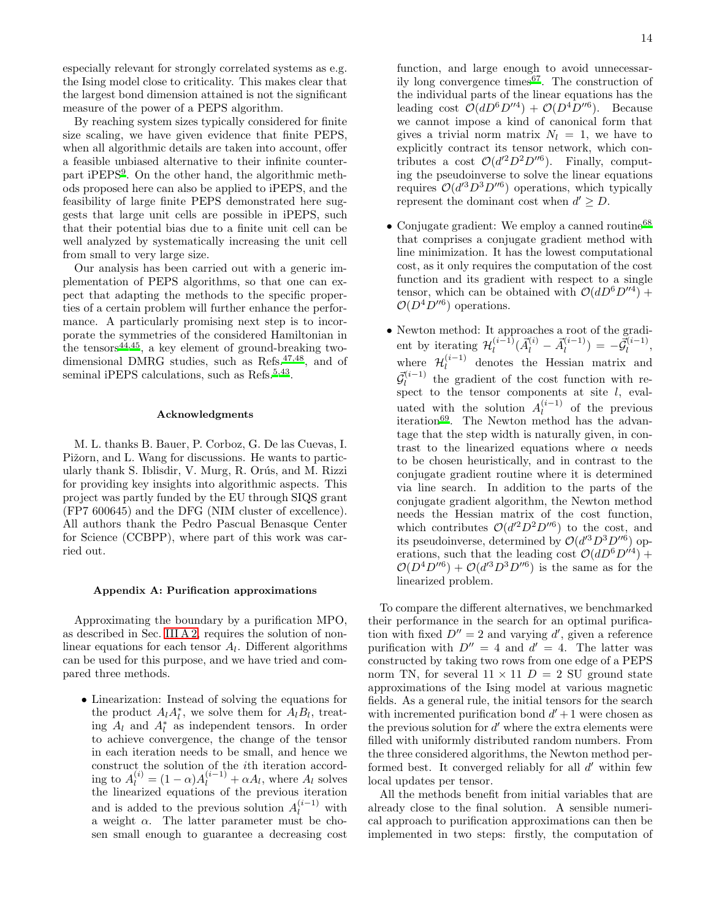especially relevant for strongly correlated systems as e.g. the Ising model close to criticality. This makes clear that the largest bond dimension attained is not the significant measure of the power of a PEPS algorithm.

By reaching system sizes typically considered for finite size scaling, we have given evidence that finite PEPS, when all algorithmic details are taken into account, offer a feasible unbiased alternative to their infinite counterpart iPEPS[9]. On the other hand, the algorithmic methods proposed here can also be applied to iPEPS, and the feasibility of large finite PEPS demonstrated here suggests that large unit cells are possible in iPEPS, such that their potential bias due to a finite unit cell can be well analyzed by systematically increasing the unit cell from small to very large size.

Our analysis has been carried out with a generic implementation of PEPS algorithms, so that one can expect that adapting the methods to the specific properties of a certain problem will further enhance the performance. A particularly promising next step is to incorporate the symmetries of the considered Hamiltonian in the tensors[44,45], a key element of ground-breaking two-dimensional DMRG studies, such as Refs.[47,48], and of seminal iPEPS calculations, such as Refs.[5,43].

### Acknowledgments

M. L. thanks B. Bauer, P. Corboz, G. De las Cuevas, I. Pižorn, and L. Wang for discussions. He wants to particularly thank S. Iblisdir, V. Murg, R. Orús, and M. Rizzi for providing key insights into algorithmic aspects. This project was partly funded by the EU through SIQS grant (FP7 600645) and the DFG (NIM cluster of excellence). All authors thank the Pedro Pascual Benasque Center for Science (CCBPP), where part of this work was carried out.

### Appendix A: Purification approximations

Approximating the boundary by a purification MPO, as described in Sec. III A 2, requires the solution of nonlinear equations for each tensor $A_l$. Different algorithms can be used for this purpose, and we have tried and compared three methods.

- Linearization: Instead of solving the equations for the product $A_l A_l^*$, we solve them for $A_l B_l$, treating $A_l$ and $A_l^*$ as independent tensors. In order to achieve convergence, the change of the tensor in each iteration needs to be small, and hence we construct the solution of the $i$th iteration according to $A_l^{(i)} = (1-\alpha)A_l^{(i-1)} + \alpha A_l$, where $A_l$ solves the linearized equations of the previous iteration and is added to the previous solution $A_l^{(i-1)}$ with a weight $\alpha$. The latter parameter must be chosen small enough to guarantee a decreasing cost function, and large enough to avoid unnecessarily long convergence times[67]. The construction of the individual parts of the linear equations has the leading cost $\mathcal{O}(dD^6D''^4) + \mathcal{O}(D^4D''^6)$. Because we cannot impose a kind of canonical form that gives a trivial norm matrix $N_l = 1$, we have to explicitly contract its tensor network, which contributes a cost $\mathcal{O}(d'^2D^2D''^6)$. Finally, computing the pseudoinverse to solve the linear equations requires $\mathcal{O}(d'^3D^3D''^6)$ operations, which typically represent the dominant cost when $d' \geq D$.

- Conjugate gradient: We employ a canned routine[68] that comprises a conjugate gradient method with line minimization. It has the lowest computational cost, as it only requires the computation of the cost function and its gradient with respect to a single tensor, which can be obtained with $\mathcal{O}(dD^6D''^4) + \mathcal{O}(D^4D''^6)$ operations.

- Newton method: It approaches a root of the gradient by iterating $\mathcal{H}_l^{(i-1)}(\vec{A}_l^{(i)} - \vec{A}_l^{(i-1)}) = -\vec{\mathcal{G}}_l^{(i-1)}$, where $\mathcal{H}_l^{(i-1)}$ denotes the Hessian matrix and $\vec{\mathcal{G}}_l^{(i-1)}$ the gradient of the cost function with respect to the tensor components at site $l$, evaluated with the solution $A_l^{(i-1)}$ of the previous iteration[69]. The Newton method has the advantage that the step width is naturally given, in contrast to the linearized equations where $\alpha$ needs to be chosen heuristically, and in contrast to the conjugate gradient routine where it is determined via line search. In addition to the parts of the conjugate gradient algorithm, the Newton method needs the Hessian matrix of the cost function, which contributes $\mathcal{O}(d'^2D^2D''^6)$ to the cost, and its pseudoinverse, determined by $\mathcal{O}(d'^3D^3D''^6)$ operations, such that the leading cost $\mathcal{O}(dD^6D''^4) + \mathcal{O}(D^4D''^6) + \mathcal{O}(d'^3D^3D''^6)$ is the same as for the linearized problem.

To compare the different alternatives, we benchmarked their performance in the search for an optimal purification with fixed $D'' = 2$ and varying $d'$, given a reference purification with $D'' = 4$ and $d' = 4$. The latter was constructed by taking two rows from one edge of a PEPS norm TN, for several $11 \times 11$ $D = 2$ SU ground state approximations of the Ising model at various magnetic fields. As a general rule, the initial tensors for the search with incremented purification bond $d' + 1$ were chosen as the previous solution for $d'$ where the extra elements were filled with uniformly distributed random numbers. From the three considered algorithms, the Newton method performed best. It converged reliably for all $d'$ within few local updates per tensor.

All the methods benefit from initial variables that are already close to the final solution. A sensible numerical approach to purification approximations can then be implemented in two steps: firstly, the computation of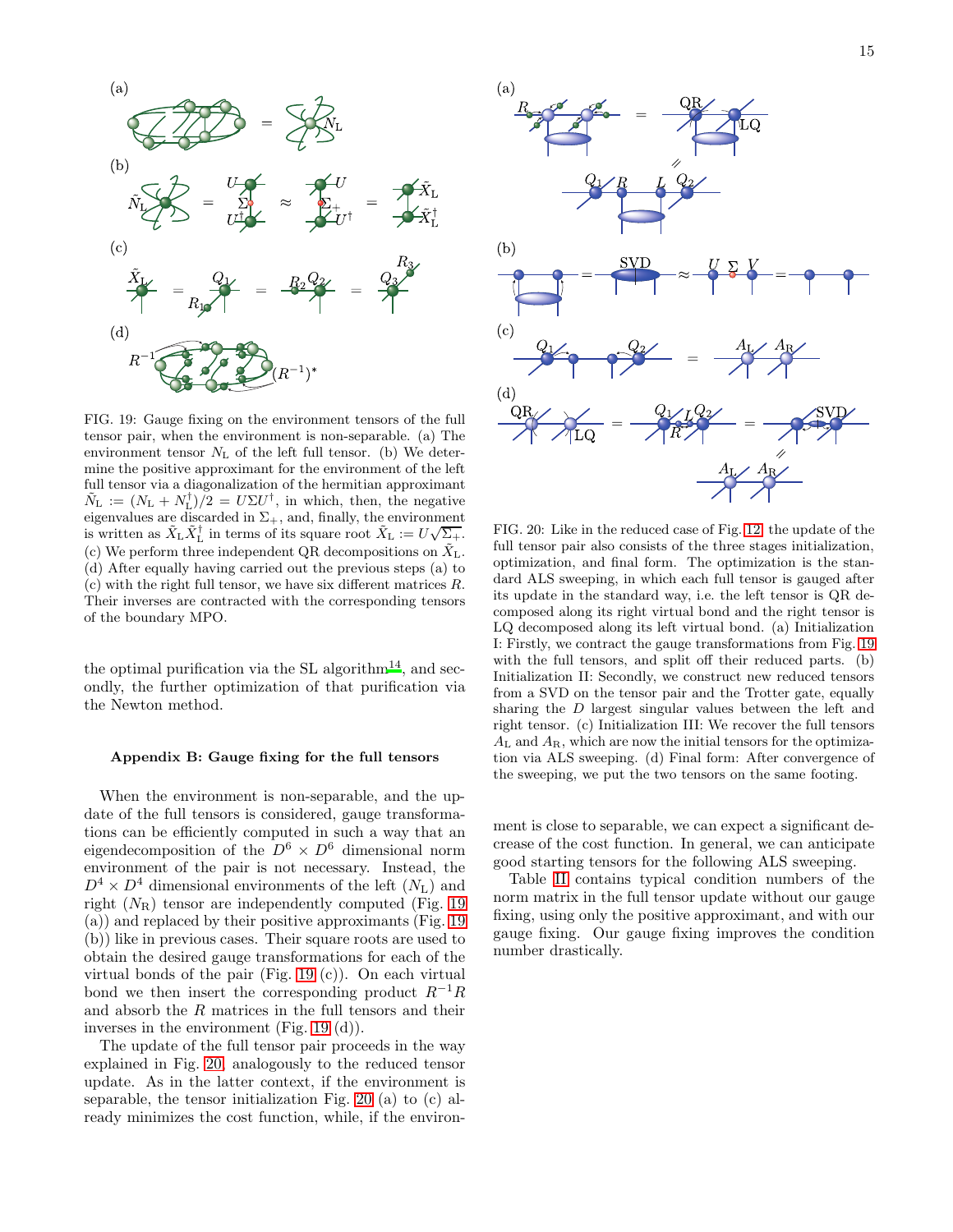FIG. 19: Gauge fixing on the environment tensors of the full tensor pair, when the environment is non-separable. (a) The environment tensor $N_\mathrm{L}$ of the left full tensor. (b) We determine the positive approximant for the environment of the left full tensor via a diagonalization of the hermitian approximant $\tilde{N}_\mathrm{L} := (N_\mathrm{L} + N_\mathrm{L}^\dagger)/2 = U\Sigma U^\dagger$, in which, then, the negative eigenvalues are discarded in $\Sigma_+$, and, finally, the environment is written as $\tilde{X}_\mathrm{L}\tilde{X}_\mathrm{L}^\dagger$ in terms of its square root $\tilde{X}_\mathrm{L} := U\sqrt{\Sigma_+}$. (c) We perform three independent QR decompositions on $\tilde{X}_\mathrm{L}$. (d) After equally having carried out the previous steps (a) to (c) with the right full tensor, we have six different matrices $R$. Their inverses are contracted with the corresponding tensors of the boundary MPO.

the optimal purification via the SL algorithm[14], and secondly, the further optimization of that purification via the Newton method.

### Appendix B: Gauge fixing for the full tensors

When the environment is non-separable, and the update of the full tensors is considered, gauge transformations can be efficiently computed in such a way that an eigendecomposition of the $D^6 \times D^6$ dimensional norm environment of the pair is not necessary. Instead, the $D^4 \times D^4$ dimensional environments of the left ($N_\mathrm{L}$) and right ($N_\mathrm{R}$) tensor are independently computed (Fig. 19 (a)) and replaced by their positive approximants (Fig. 19 (b)) like in previous cases. Their square roots are used to obtain the desired gauge transformations for each of the virtual bonds of the pair (Fig. 19 (c)). On each virtual bond we then insert the corresponding product $R^{-1}R$ and absorb the $R$ matrices in the full tensors and their inverses in the environment (Fig. 19 (d)).

The update of the full tensor pair proceeds in the way explained in Fig. 20, analogously to the reduced tensor update. As in the latter context, if the environment is separable, the tensor initialization Fig. 20 (a) to (c) already minimizes the cost function, while, if the environment is close to separable, we can expect a significant decrease of the cost function. In general, we can anticipate good starting tensors for the following ALS sweeping.

Table II contains typical condition numbers of the norm matrix in the full tensor update without our gauge fixing, using only the positive approximant, and with our gauge fixing. Our gauge fixing improves the condition number drastically.

FIG. 20: Like in the reduced case of Fig. 12, the update of the full tensor pair also consists of the three stages initialization, optimization, and final form. The optimization is the standard ALS sweeping, in which each full tensor is gauged after its update in the standard way, i.e. the left tensor is QR decomposed along its right virtual bond and the right tensor is LQ decomposed along its left virtual bond. (a) Initialization I: Firstly, we contract the gauge transformations from Fig. 19 with the full tensors, and split off their reduced parts. (b) Initialization II: Secondly, we construct new reduced tensors from a SVD on the tensor pair and the Trotter gate, equally sharing the $D$ largest singular values between the left and right tensor. (c) Initialization III: We recover the full tensors $A_\mathrm{L}$ and $A_\mathrm{R}$, which are now the initial tensors for the optimization via ALS sweeping. (d) Final form: After convergence of the sweeping, we put the two tensors on the same footing.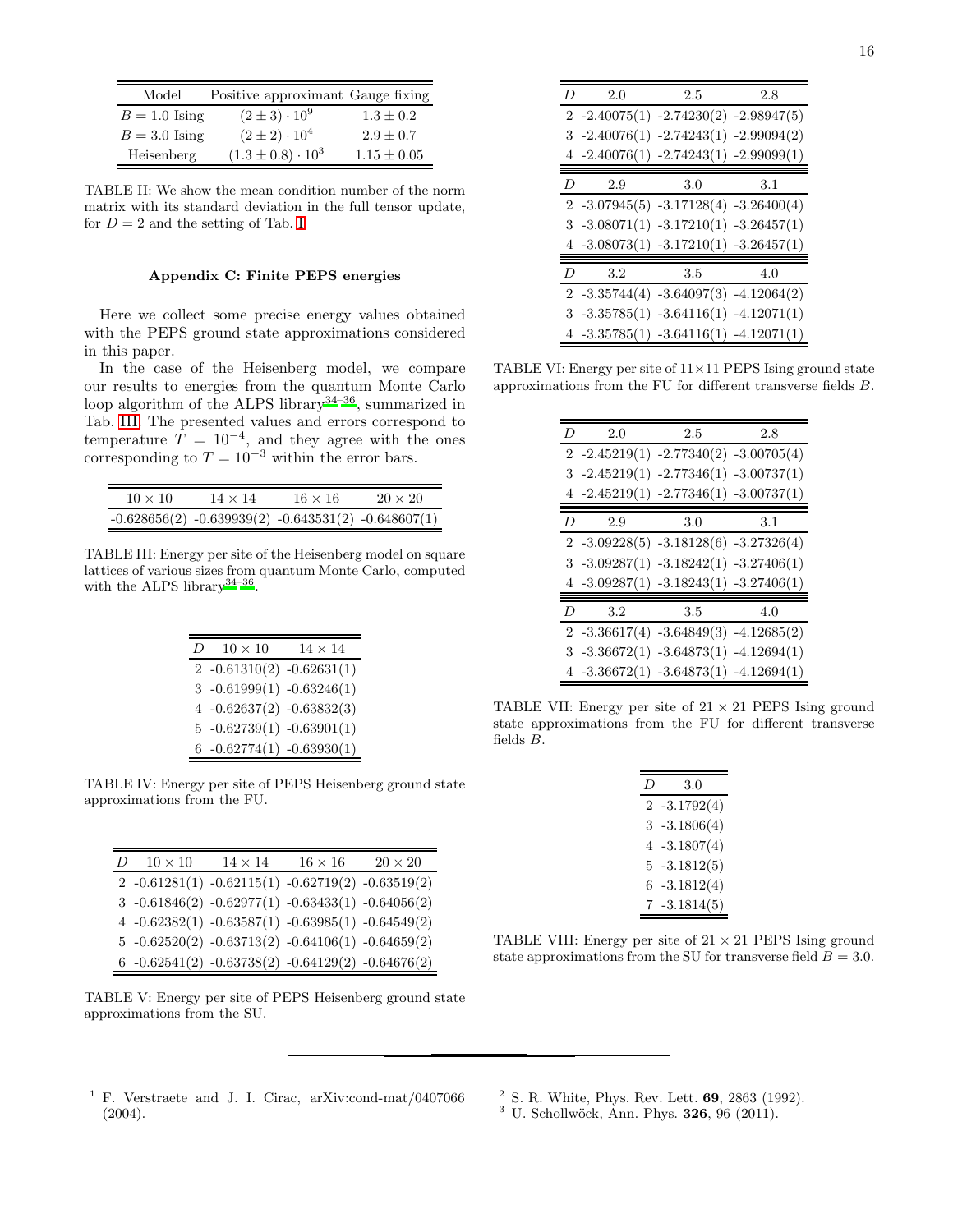| Model | Positive approximant | Gauge fixing |
|---|---|---|
| $B = 1.0$ Ising | $(2 \pm 3) \cdot 10^9$ | $1.3 \pm 0.2$ |
| $B = 3.0$ Ising | $(2 \pm 2) \cdot 10^4$ | $2.9 \pm 0.7$ |
| Heisenberg | $(1.3 \pm 0.8) \cdot 10^3$ | $1.15 \pm 0.05$ |

TABLE II: We show the mean condition number of the norm matrix with its standard deviation in the full tensor update, for $D = 2$ and the setting of Tab. I

## Appendix C: Finite PEPS energies

Here we collect some precise energy values obtained with the PEPS ground state approximations considered in this paper.

In the case of the Heisenberg model, we compare our results to energies from the quantum Monte Carlo loop algorithm of the ALPS library[34–36], summarized in Tab. III. The presented values and errors correspond to temperature $T = 10^{-4}$, and they agree with the ones corresponding to $T = 10^{-3}$ within the error bars.

| $10 \times 10$ | $14 \times 14$ | $16 \times 16$ | $20 \times 20$ |
|---|---|---|---|
| -0.628656(2) | -0.639939(2) | -0.643531(2) | -0.648607(1) |

TABLE III: Energy per site of the Heisenberg model on square lattices of various sizes from quantum Monte Carlo, computed with the ALPS library[34–36].

| $D$ | $10 \times 10$ | $14 \times 14$ |
|---|---|---|
| 2 | -0.61310(2) | -0.62631(1) |
| 3 | -0.61999(1) | -0.63246(1) |
| 4 | -0.62637(2) | -0.63832(3) |
| 5 | -0.62739(1) | -0.63901(1) |
| 6 | -0.62774(1) | -0.63930(1) |

TABLE IV: Energy per site of PEPS Heisenberg ground state approximations from the FU.

| $D$ | $10 \times 10$ | $14 \times 14$ | $16 \times 16$ | $20 \times 20$ |
|---|---|---|---|---|
| 2 | -0.61281(1) | -0.62115(1) | -0.62719(2) | -0.63519(2) |
| 3 | -0.61846(2) | -0.62977(1) | -0.63433(1) | -0.64056(2) |
| 4 | -0.62382(1) | -0.63587(1) | -0.63985(1) | -0.64549(2) |
| 5 | -0.62520(2) | -0.63713(2) | -0.64106(1) | -0.64659(2) |
| 6 | -0.62541(2) | -0.63738(2) | -0.64129(2) | -0.64676(2) |

TABLE V: Energy per site of PEPS Heisenberg ground state approximations from the SU.

| $D$ | 2.0 | 2.5 | 2.8 |
|---|---|---|---|
| 2 | -2.40075(1) | -2.74230(2) | -2.98947(5) |
| 3 | -2.40076(1) | -2.74243(1) | -2.99094(2) |
| 4 | -2.40076(1) | -2.74243(1) | -2.99099(1) |
| $D$ | 2.9 | 3.0 | 3.1 |
| 2 | -3.07945(5) | -3.17128(4) | -3.26400(4) |
| 3 | -3.08071(1) | -3.17210(1) | -3.26457(1) |
| 4 | -3.08073(1) | -3.17210(1) | -3.26457(1) |
| $D$ | 3.2 | 3.5 | 4.0 |
| 2 | -3.35744(4) | -3.64097(3) | -4.12064(2) |
| 3 | -3.35785(1) | -3.64116(1) | -4.12071(1) |
| 4 | -3.35785(1) | -3.64116(1) | -4.12071(1) |

TABLE VI: Energy per site of $11 \times 11$ PEPS Ising ground state approximations from the FU for different transverse fields $B$.

| $D$ | 2.0 | 2.5 | 2.8 |
|---|---|---|---|
| 2 | -2.45219(1) | -2.77340(2) | -3.00705(4) |
| 3 | -2.45219(1) | -2.77346(1) | -3.00737(1) |
| 4 | -2.45219(1) | -2.77346(1) | -3.00737(1) |
| $D$ | 2.9 | 3.0 | 3.1 |
| 2 | -3.09228(5) | -3.18128(6) | -3.27326(4) |
| 3 | -3.09287(1) | -3.18242(1) | -3.27406(1) |
| 4 | -3.09287(1) | -3.18243(1) | -3.27406(1) |
| $D$ | 3.2 | 3.5 | 4.0 |
| 2 | -3.36617(4) | -3.64849(3) | -4.12685(2) |
| 3 | -3.36672(1) | -3.64873(1) | -4.12694(1) |
| 4 | -3.36672(1) | -3.64873(1) | -4.12694(1) |

TABLE VII: Energy per site of $21 \times 21$ PEPS Ising ground state approximations from the FU for different transverse fields $B$.

| $D$ | 3.0 |
|---|---|
| 2 | -3.1792(4) |
| 3 | -3.1806(4) |
| 4 | -3.1807(4) |
| 5 | -3.1812(5) |
| 6 | -3.1812(4) |
| 7 | -3.1814(5) |

TABLE VIII: Energy per site of $21 \times 21$ PEPS Ising ground state approximations from the SU for transverse field $B = 3.0$.

---

[1] F. Verstraete and J. I. Cirac, arXiv:cond-mat/0407066 (2004).

[2] S. R. White, Phys. Rev. Lett. **69**, 2863 (1992).

[3] U. Schollwöck, Ann. Phys. **326**, 96 (2011).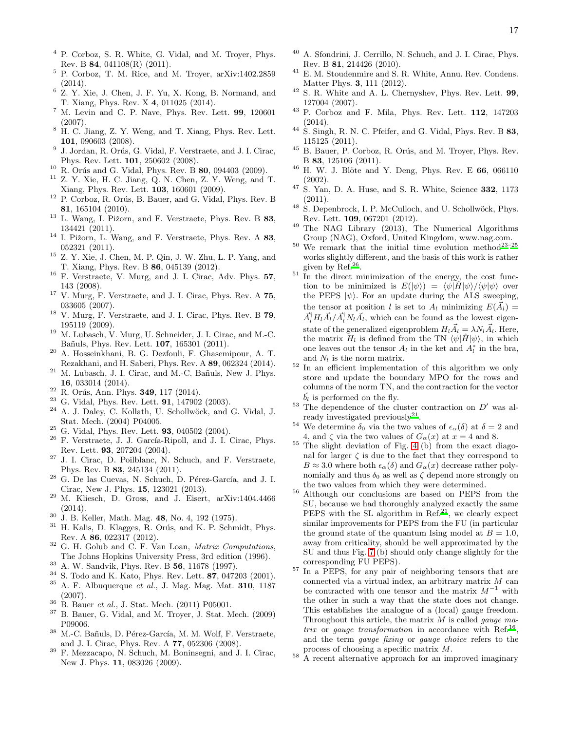[4] P. Corboz, S. R. White, G. Vidal, and M. Troyer, Phys. Rev. B **84**, 041108(R) (2011).

[5] P. Corboz, T. M. Rice, and M. Troyer, arXiv:1402.2859 (2014).

[6] Z. Y. Xie, J. Chen, J. F. Yu, X. Kong, B. Normand, and T. Xiang, Phys. Rev. X **4**, 011025 (2014).

[7] M. Levin and C. P. Nave, Phys. Rev. Lett. **99**, 120601 (2007).

[8] H. C. Jiang, Z. Y. Weng, and T. Xiang, Phys. Rev. Lett. **101**, 090603 (2008).

[9] J. Jordan, R. Orús, G. Vidal, F. Verstraete, and J. I. Cirac, Phys. Rev. Lett. **101**, 250602 (2008).

[10] R. Orús and G. Vidal, Phys. Rev. B **80**, 094403 (2009).

[11] Z. Y. Xie, H. C. Jiang, Q. N. Chen, Z. Y. Weng, and T. Xiang, Phys. Rev. Lett. **103**, 160601 (2009).

[12] P. Corboz, R. Orús, B. Bauer, and G. Vidal, Phys. Rev. B **81**, 165104 (2010).

[13] L. Wang, I. Pižorn, and F. Verstraete, Phys. Rev. B **83**, 134421 (2011).

[14] I. Pižorn, L. Wang, and F. Verstraete, Phys. Rev. A **83**, 052321 (2011).

[15] Z. Y. Xie, J. Chen, M. P. Qin, J. W. Zhu, L. P. Yang, and T. Xiang, Phys. Rev. B **86**, 045139 (2012).

[16] F. Verstraete, V. Murg, and J. I. Cirac, Adv. Phys. **57**, 143 (2008).

[17] V. Murg, F. Verstraete, and J. I. Cirac, Phys. Rev. A **75**, 033605 (2007).

[18] V. Murg, F. Verstraete, and J. I. Cirac, Phys. Rev. B **79**, 195119 (2009).

[19] M. Lubasch, V. Murg, U. Schneider, J. I. Cirac, and M.-C. Bañuls, Phys. Rev. Lett. **107**, 165301 (2011).

[20] A. Hosseinkhani, B. G. Dezfouli, F. Ghasemipour, A. T. Rezakhani, and H. Saberi, Phys. Rev. A **89**, 062324 (2014).

[21] M. Lubasch, J. I. Cirac, and M.-C. Bañuls, New J. Phys. **16**, 033014 (2014).

[22] R. Orús, Ann. Phys. **349**, 117 (2014).

[23] G. Vidal, Phys. Rev. Lett. **91**, 147902 (2003).

[24] A. J. Daley, C. Kollath, U. Schollwöck, and G. Vidal, J. Stat. Mech. (2004) P04005.

[25] G. Vidal, Phys. Rev. Lett. **93**, 040502 (2004).

[26] F. Verstraete, J. J. García-Ripoll, and J. I. Cirac, Phys. Rev. Lett. **93**, 207204 (2004).

[27] J. I. Cirac, D. Poilblanc, N. Schuch, and F. Verstraete, Phys. Rev. B **83**, 245134 (2011).

[28] G. De las Cuevas, N. Schuch, D. Pérez-García, and J. I. Cirac, New J. Phys. **15**, 123021 (2013).

[29] M. Kliesch, D. Gross, and J. Eisert, arXiv:1404.4466 (2014).

[30] J. B. Keller, Math. Mag. **48**, No. 4, 192 (1975).

[31] H. Kalis, D. Klagges, R. Orús, and K. P. Schmidt, Phys. Rev. A **86**, 022317 (2012).

[32] G. H. Golub and C. F. Van Loan, *Matrix Computations*, The Johns Hopkins University Press, 3rd edition (1996).

[33] A. W. Sandvik, Phys. Rev. B **56**, 11678 (1997).

[34] S. Todo and K. Kato, Phys. Rev. Lett. **87**, 047203 (2001).

[35] A. F. Albuquerque *et al.*, J. Mag. Mag. Mat. **310**, 1187 (2007).

[36] B. Bauer *et al.*, J. Stat. Mech. (2011) P05001.

[37] B. Bauer, G. Vidal, and M. Troyer, J. Stat. Mech. (2009) P09006.

[38] M.-C. Bañuls, D. Pérez-García, M. M. Wolf, F. Verstraete, and J. I. Cirac, Phys. Rev. A **77**, 052306 (2008).

[39] F. Mezzacapo, N. Schuch, M. Boninsegni, and J. I. Cirac, New J. Phys. **11**, 083026 (2009).

[40] A. Sfondrini, J. Cerrillo, N. Schuch, and J. I. Cirac, Phys. Rev. B **81**, 214426 (2010).

[41] E. M. Stoudenmire and S. R. White, Annu. Rev. Condens. Matter Phys. **3**, 111 (2012).

[42] S. R. White and A. L. Chernyshev, Phys. Rev. Lett. **99**, 127004 (2007).

[43] P. Corboz and F. Mila, Phys. Rev. Lett. **112**, 147203 (2014).

[44] S. Singh, R. N. C. Pfeifer, and G. Vidal, Phys. Rev. B **83**, 115125 (2011).

[45] B. Bauer, P. Corboz, R. Orús, and M. Troyer, Phys. Rev. B **83**, 125106 (2011).

[46] H. W. J. Blöte and Y. Deng, Phys. Rev. E **66**, 066110 (2002).

[47] S. Yan, D. A. Huse, and S. R. White, Science **332**, 1173 (2011).

[48] S. Depenbrock, I. P. McCulloch, and U. Schollwöck, Phys. Rev. Lett. **109**, 067201 (2012).

[49] The NAG Library (2013), The Numerical Algorithms Group (NAG), Oxford, United Kingdom, www.nag.com.

[50] We remark that the initial time evolution method[23–25] works slightly different, and the basis of this work is rather given by Ref.[26].

[51] In the direct minimization of the energy, the cost function to be minimized is $E(|\psi\rangle) = \langle\psi|\hat{H}|\psi\rangle/\langle\psi|\psi\rangle$ over the PEPS $|\psi\rangle$. For an update during the ALS sweeping, the tensor at position $l$ is set to $A_l$ minimizing $E(\vec{A}_l) = \vec{A}_l^\dagger H_l \vec{A}_l / \vec{A}_l^\dagger N_l \vec{A}_l$, which can be found as the lowest eigenstate of the generalized eigenproblem $H_l \vec{A}_l = \lambda N_l \vec{A}_l$. Here, the matrix $H_l$ is defined from the TN $\langle\psi|\hat{H}|\psi\rangle$, in which one leaves out the tensor $A_l$ in the ket and $A_l^*$ in the bra, and $N_l$ is the norm matrix.

[52] In an efficient implementation of this algorithm we only store and update the boundary MPO for the rows and columns of the norm TN, and the contraction for the vector $\vec{b}_l$ is performed on the fly.

[53] The dependence of the cluster contraction on $D'$ was already investigated previously[21].

[54] We determine $\delta_0$ via the two values of $\epsilon_\alpha(\delta)$ at $\delta = 2$ and 4, and $\zeta$ via the two values of $G_\alpha(x)$ at $x = 4$ and 8.

[55] The slight deviation of Fig. 4 (b) from the exact diagonal for larger $\zeta$ is due to the fact that they correspond to $B \approx 3.0$ where both $\epsilon_\alpha(\delta)$ and $G_\alpha(x)$ decrease rather polynomially and thus $\delta_0$ as well as $\zeta$ depend more strongly on the two values from which they were determined.

[56] Although our conclusions are based on PEPS from the SU, because we had thoroughly analyzed exactly the same PEPS with the SL algorithm in Ref.[21], we clearly expect similar improvements for PEPS from the FU (in particular the ground state of the quantum Ising model at $B = 1.0$, away from criticality, should be well approximated by the SU and thus Fig. 7 (b) should only change slightly for the corresponding FU PEPS).

[57] In a PEPS, for any pair of neighboring tensors that are connected via a virtual index, an arbitrary matrix $M$ can be contracted with one tensor and the matrix $M^{-1}$ with the other in such a way that the state does not change. This establishes the analogue of a (local) gauge freedom. Throughout this article, the matrix $M$ is called *gauge matrix* or *gauge transformation* in accordance with Ref.[16], and the term *gauge fixing* or *gauge choice* refers to the process of choosing a specific matrix $M$.

[58] A recent alternative approach for an improved imaginary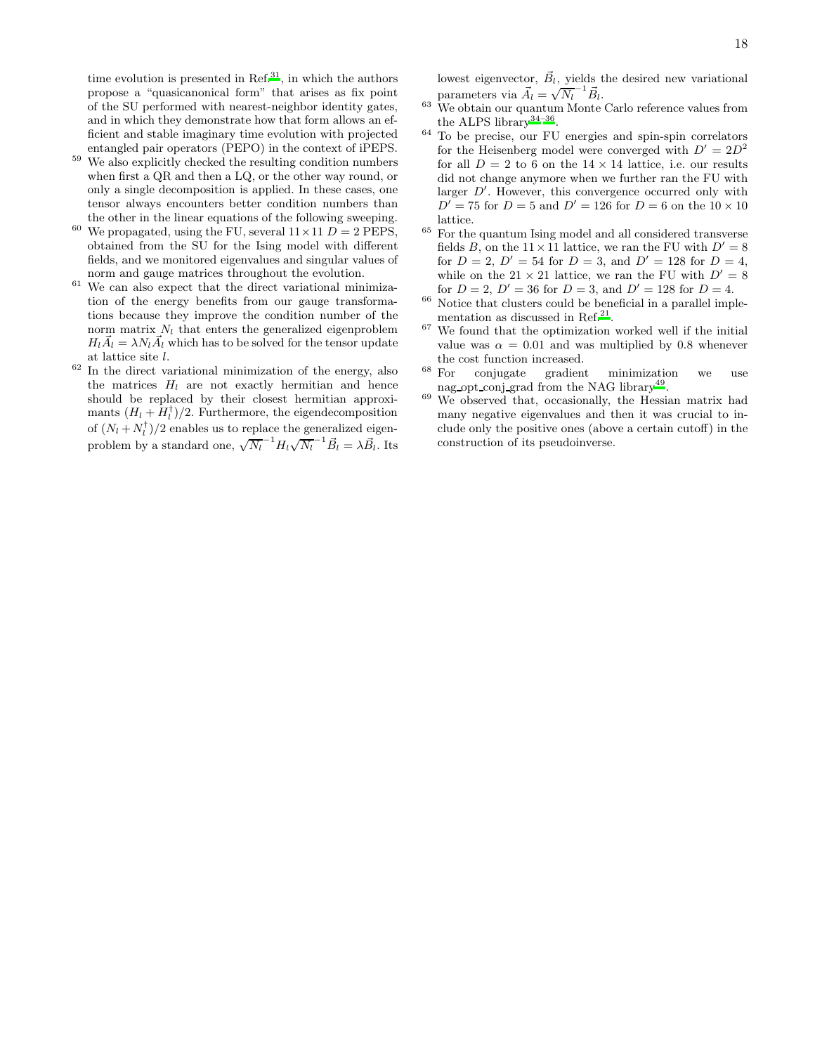time evolution is presented in Ref.[31], in which the authors propose a "quasicanonical form" that arises as fix point of the SU performed with nearest-neighbor identity gates, and in which they demonstrate how that form allows an efficient and stable imaginary time evolution with projected entangled pair operators (PEPO) in the context of iPEPS.

[59] We also explicitly checked the resulting condition numbers when first a QR and then a LQ, or the other way round, or only a single decomposition is applied. In these cases, one tensor always encounters better condition numbers than the other in the linear equations of the following sweeping.

[60] We propagated, using the FU, several $11 \times 11$ $D = 2$ PEPS, obtained from the SU for the Ising model with different fields, and we monitored eigenvalues and singular values of norm and gauge matrices throughout the evolution.

[61] We can also expect that the direct variational minimization of the energy benefits from our gauge transformations because they improve the condition number of the norm matrix $N_l$ that enters the generalized eigenproblem $H_l \vec{A}_l = \lambda N_l \vec{A}_l$ which has to be solved for the tensor update at lattice site $l$.

[62] In the direct variational minimization of the energy, also the matrices $H_l$ are not exactly hermitian and hence should be replaced by their closest hermitian approximants $(H_l + H_l^\dagger)/2$. Furthermore, the eigendecomposition of $(N_l + N_l^\dagger)/2$ enables us to replace the generalized eigenproblem by a standard one, $\sqrt{N_l}^{-1} H_l \sqrt{N_l}^{-1} \vec{B}_l = \lambda \vec{B}_l$. Its lowest eigenvector, $\vec{B}_l$, yields the desired new variational parameters via $\vec{A}_l = \sqrt{N_l}^{-1} \vec{B}_l$.

[63] We obtain our quantum Monte Carlo reference values from the ALPS library[34–36].

[64] To be precise, our FU energies and spin-spin correlators for the Heisenberg model were converged with $D' = 2D^2$ for all $D = 2$ to 6 on the $14 \times 14$ lattice, i.e. our results did not change anymore when we further ran the FU with larger $D'$. However, this convergence occurred only with $D' = 75$ for $D = 5$ and $D' = 126$ for $D = 6$ on the $10 \times 10$ lattice.

[65] For the quantum Ising model and all considered transverse fields $B$, on the $11 \times 11$ lattice, we ran the FU with $D' = 8$ for $D = 2$, $D' = 54$ for $D = 3$, and $D' = 128$ for $D = 4$, while on the $21 \times 21$ lattice, we ran the FU with $D' = 8$ for $D = 2$, $D' = 36$ for $D = 3$, and $D' = 128$ for $D = 4$.

[66] Notice that clusters could be beneficial in a parallel implementation as discussed in Ref.[21].

[67] We found that the optimization worked well if the initial value was $\alpha = 0.01$ and was multiplied by 0.8 whenever the cost function increased.

[68] For conjugate gradient minimization we use nag_opt_conj_grad from the NAG library[49].

[69] We observed that, occasionally, the Hessian matrix had many negative eigenvalues and then it was crucial to include only the positive ones (above a certain cutoff) in the construction of its pseudoinverse.